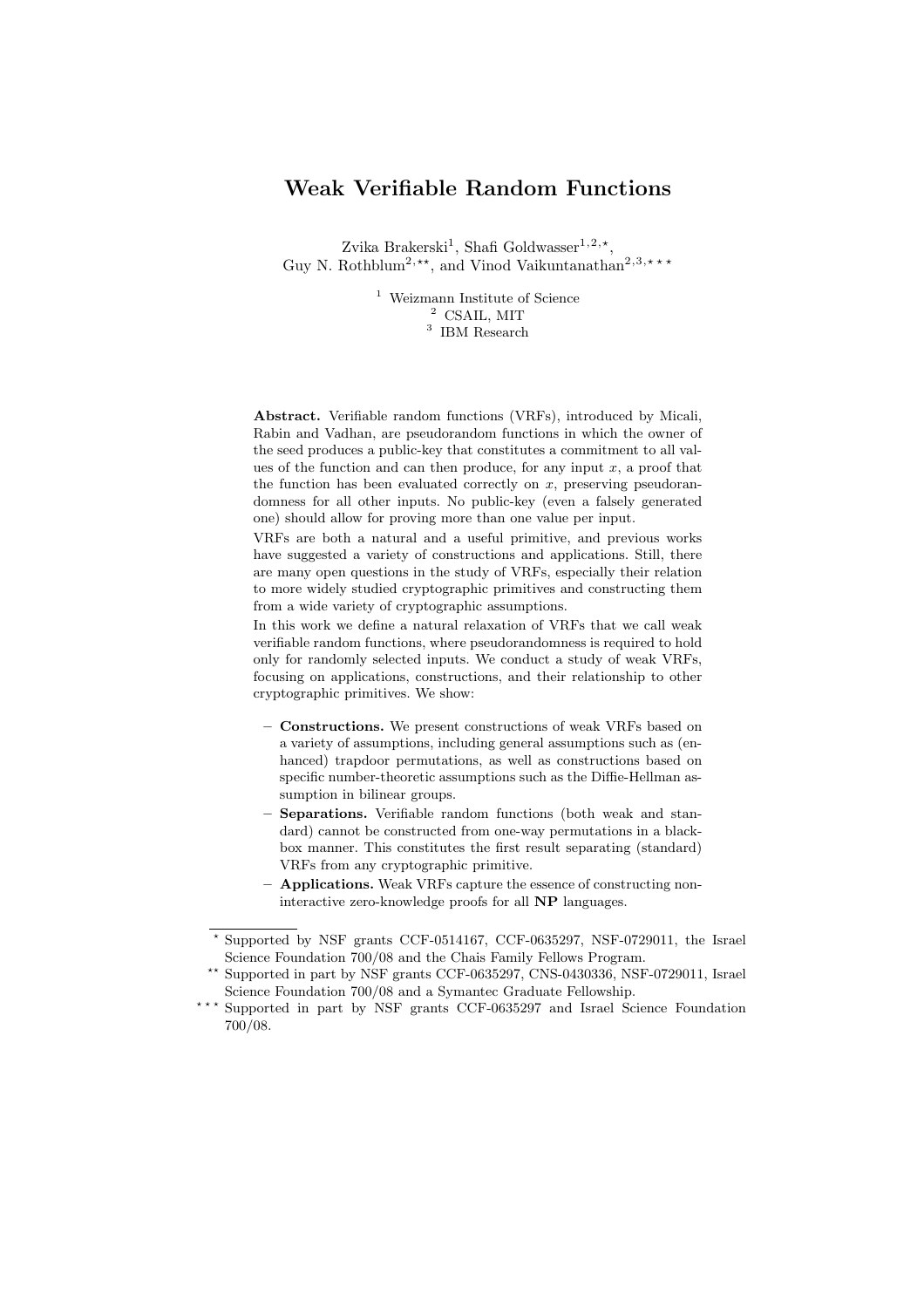# Weak Verifiable Random Functions

Zvika Brakerski[1], Shafi Goldwasser[1,2,⋆], Guy N. Rothblum[2,⋆⋆], and Vinod Vaikuntanathan[2,3,⋆⋆⋆]

[1] Weizmann Institute of Science
[2] CSAIL, MIT
[3] IBM Research

**Abstract.** Verifiable random functions (VRFs), introduced by Micali, Rabin and Vadhan, are pseudorandom functions in which the owner of the seed produces a public-key that constitutes a commitment to all values of the function and can then produce, for any input $x$, a proof that the function has been evaluated correctly on $x$, preserving pseudorandomness for all other inputs. No public-key (even a falsely generated one) should allow for proving more than one value per input.

VRFs are both a natural and a useful primitive, and previous works have suggested a variety of constructions and applications. Still, there are many open questions in the study of VRFs, especially their relation to more widely studied cryptographic primitives and constructing them from a wide variety of cryptographic assumptions.

In this work we define a natural relaxation of VRFs that we call weak verifiable random functions, where pseudorandomness is required to hold only for randomly selected inputs. We conduct a study of weak VRFs, focusing on applications, constructions, and their relationship to other cryptographic primitives. We show:

- **Constructions.** We present constructions of weak VRFs based on a variety of assumptions, including general assumptions such as (enhanced) trapdoor permutations, as well as constructions based on specific number-theoretic assumptions such as the Diffie-Hellman assumption in bilinear groups.
- **Separations.** Verifiable random functions (both weak and standard) cannot be constructed from one-way permutations in a black-box manner. This constitutes the first result separating (standard) VRFs from any cryptographic primitive.
- **Applications.** Weak VRFs capture the essence of constructing non-interactive zero-knowledge proofs for all **NP** languages.

---

⋆ Supported by NSF grants CCF-0514167, CCF-0635297, NSF-0729011, the Israel Science Foundation 700/08 and the Chais Family Fellows Program.

⋆⋆ Supported in part by NSF grants CCF-0635297, CNS-0430336, NSF-0729011, Israel Science Foundation 700/08 and a Symantec Graduate Fellowship.

⋆⋆⋆ Supported in part by NSF grants CCF-0635297 and Israel Science Foundation 700/08.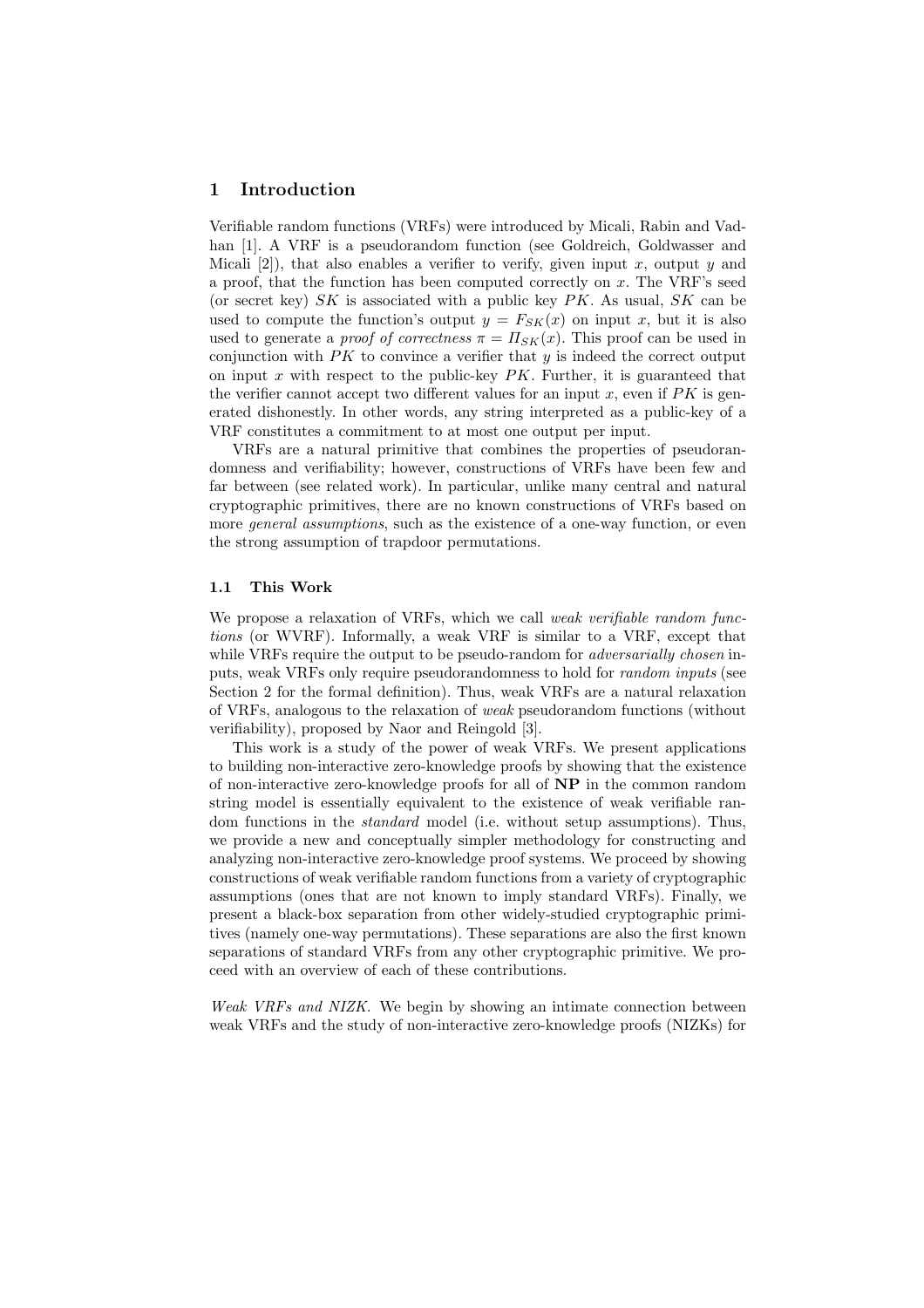## 1 Introduction

Verifiable random functions (VRFs) were introduced by Micali, Rabin and Vadhan [1]. A VRF is a pseudorandom function (see Goldreich, Goldwasser and Micali [2]), that also enables a verifier to verify, given input $x$, output $y$ and a proof, that the function has been computed correctly on $x$. The VRF's seed (or secret key) $SK$ is associated with a public key $PK$. As usual, $SK$ can be used to compute the function's output $y = F_{SK}(x)$ on input $x$, but it is also used to generate a *proof of correctness* $\pi = \Pi_{SK}(x)$. This proof can be used in conjunction with $PK$ to convince a verifier that $y$ is indeed the correct output on input $x$ with respect to the public-key $PK$. Further, it is guaranteed that the verifier cannot accept two different values for an input $x$, even if $PK$ is generated dishonestly. In other words, any string interpreted as a public-key of a VRF constitutes a commitment to at most one output per input.

VRFs are a natural primitive that combines the properties of pseudorandomness and verifiability; however, constructions of VRFs have been few and far between (see related work). In particular, unlike many central and natural cryptographic primitives, there are no known constructions of VRFs based on more *general assumptions*, such as the existence of a one-way function, or even the strong assumption of trapdoor permutations.

### 1.1 This Work

We propose a relaxation of VRFs, which we call *weak verifiable random functions* (or WVRF). Informally, a weak VRF is similar to a VRF, except that while VRFs require the output to be pseudo-random for *adversarially chosen* inputs, weak VRFs only require pseudorandomness to hold for *random inputs* (see Section 2 for the formal definition). Thus, weak VRFs are a natural relaxation of VRFs, analogous to the relaxation of *weak* pseudorandom functions (without verifiability), proposed by Naor and Reingold [3].

This work is a study of the power of weak VRFs. We present applications to building non-interactive zero-knowledge proofs by showing that the existence of non-interactive zero-knowledge proofs for all of **NP** in the common random string model is essentially equivalent to the existence of weak verifiable random functions in the *standard* model (i.e. without setup assumptions). Thus, we provide a new and conceptually simpler methodology for constructing and analyzing non-interactive zero-knowledge proof systems. We proceed by showing constructions of weak verifiable random functions from a variety of cryptographic assumptions (ones that are not known to imply standard VRFs). Finally, we present a black-box separation from other widely-studied cryptographic primitives (namely one-way permutations). These separations are also the first known separations of standard VRFs from any other cryptographic primitive. We proceed with an overview of each of these contributions.

*Weak VRFs and NIZK.* We begin by showing an intimate connection between weak VRFs and the study of non-interactive zero-knowledge proofs (NIZKs) for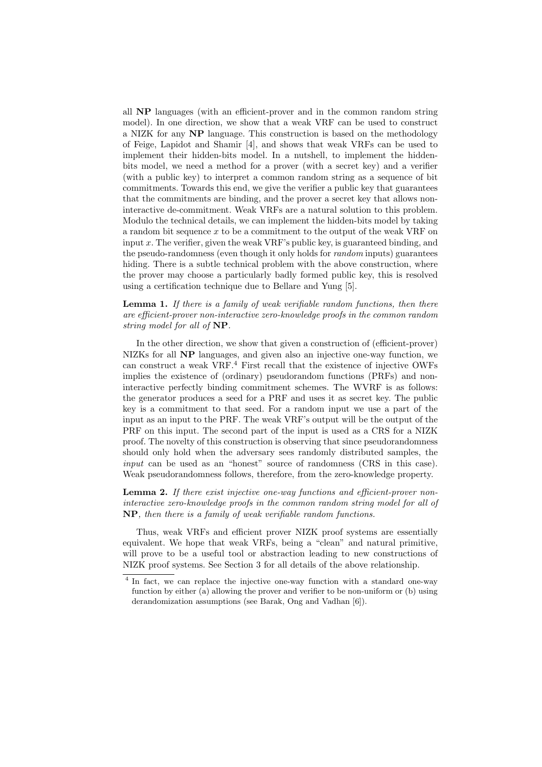all **NP** languages (with an efficient-prover and in the common random string model). In one direction, we show that a weak VRF can be used to construct a NIZK for any **NP** language. This construction is based on the methodology of Feige, Lapidot and Shamir [4], and shows that weak VRFs can be used to implement their hidden-bits model. In a nutshell, to implement the hidden-bits model, we need a method for a prover (with a secret key) and a verifier (with a public key) to interpret a common random string as a sequence of bit commitments. Towards this end, we give the verifier a public key that guarantees that the commitments are binding, and the prover a secret key that allows non-interactive de-commitment. Weak VRFs are a natural solution to this problem. Modulo the technical details, we can implement the hidden-bits model by taking a random bit sequence $x$ to be a commitment to the output of the weak VRF on input $x$. The verifier, given the weak VRF's public key, is guaranteed binding, and the pseudo-randomness (even though it only holds for *random* inputs) guarantees hiding. There is a subtle technical problem with the above construction, where the prover may choose a particularly badly formed public key, this is resolved using a certification technique due to Bellare and Yung [5].

**Lemma 1.** *If there is a family of weak verifiable random functions, then there are efficient-prover non-interactive zero-knowledge proofs in the common random string model for all of* **NP**.

In the other direction, we show that given a construction of (efficient-prover) NIZKs for all **NP** languages, and given also an injective one-way function, we can construct a weak VRF.[4] First recall that the existence of injective OWFs implies the existence of (ordinary) pseudorandom functions (PRFs) and non-interactive perfectly binding commitment schemes. The WVRF is as follows: the generator produces a seed for a PRF and uses it as secret key. The public key is a commitment to that seed. For a random input we use a part of the input as an input to the PRF. The weak VRF's output will be the output of the PRF on this input. The second part of the input is used as a CRS for a NIZK proof. The novelty of this construction is observing that since pseudorandomness should only hold when the adversary sees randomly distributed samples, the *input* can be used as an "honest" source of randomness (CRS in this case). Weak pseudorandomness follows, therefore, from the zero-knowledge property.

**Lemma 2.** *If there exist injective one-way functions and efficient-prover non-interactive zero-knowledge proofs in the common random string model for all of* **NP**, *then there is a family of weak verifiable random functions.*

Thus, weak VRFs and efficient prover NIZK proof systems are essentially equivalent. We hope that weak VRFs, being a "clean" and natural primitive, will prove to be a useful tool or abstraction leading to new constructions of NIZK proof systems. See Section 3 for all details of the above relationship.

[4] In fact, we can replace the injective one-way function with a standard one-way function by either (a) allowing the prover and verifier to be non-uniform or (b) using derandomization assumptions (see Barak, Ong and Vadhan [6]).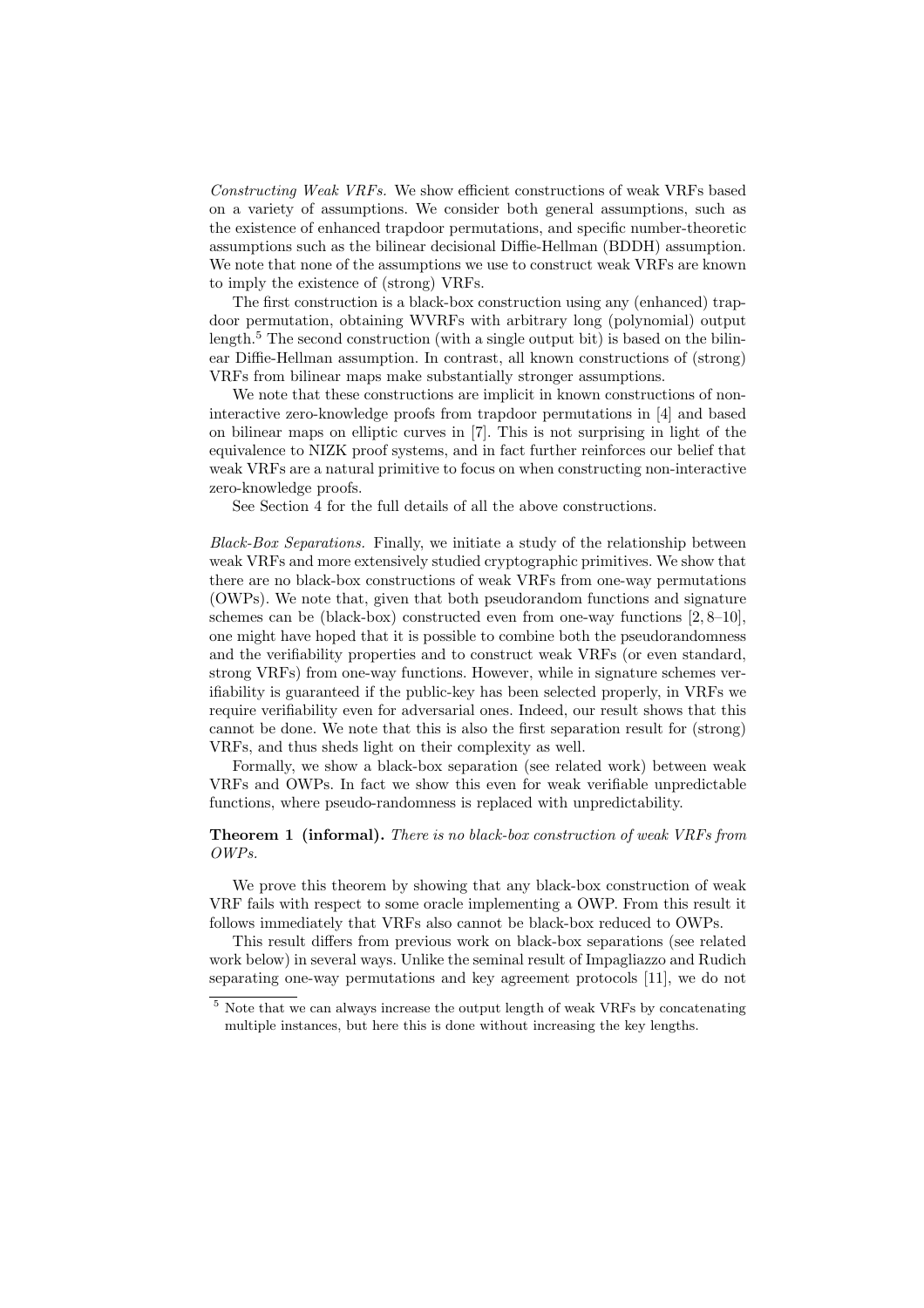*Constructing Weak VRFs.* We show efficient constructions of weak VRFs based on a variety of assumptions. We consider both general assumptions, such as the existence of enhanced trapdoor permutations, and specific number-theoretic assumptions such as the bilinear decisional Diffie-Hellman (BDDH) assumption. We note that none of the assumptions we use to construct weak VRFs are known to imply the existence of (strong) VRFs.

The first construction is a black-box construction using any (enhanced) trapdoor permutation, obtaining WVRFs with arbitrary long (polynomial) output length.[5] The second construction (with a single output bit) is based on the bilinear Diffie-Hellman assumption. In contrast, all known constructions of (strong) VRFs from bilinear maps make substantially stronger assumptions.

We note that these constructions are implicit in known constructions of non-interactive zero-knowledge proofs from trapdoor permutations in [4] and based on bilinear maps on elliptic curves in [7]. This is not surprising in light of the equivalence to NIZK proof systems, and in fact further reinforces our belief that weak VRFs are a natural primitive to focus on when constructing non-interactive zero-knowledge proofs.

See Section 4 for the full details of all the above constructions.

*Black-Box Separations.* Finally, we initiate a study of the relationship between weak VRFs and more extensively studied cryptographic primitives. We show that there are no black-box constructions of weak VRFs from one-way permutations (OWPs). We note that, given that both pseudorandom functions and signature schemes can be (black-box) constructed even from one-way functions [2, 8–10], one might have hoped that it is possible to combine both the pseudorandomness and the verifiability properties and to construct weak VRFs (or even standard, strong VRFs) from one-way functions. However, while in signature schemes verifiability is guaranteed if the public-key has been selected properly, in VRFs we require verifiability even for adversarial ones. Indeed, our result shows that this cannot be done. We note that this is also the first separation result for (strong) VRFs, and thus sheds light on their complexity as well.

Formally, we show a black-box separation (see related work) between weak VRFs and OWPs. In fact we show this even for weak verifiable unpredictable functions, where pseudo-randomness is replaced with unpredictability.

**Theorem 1 (informal).** *There is no black-box construction of weak VRFs from OWPs.*

We prove this theorem by showing that any black-box construction of weak VRF fails with respect to some oracle implementing a OWP. From this result it follows immediately that VRFs also cannot be black-box reduced to OWPs.

This result differs from previous work on black-box separations (see related work below) in several ways. Unlike the seminal result of Impagliazzo and Rudich separating one-way permutations and key agreement protocols [11], we do not

[5] Note that we can always increase the output length of weak VRFs by concatenating multiple instances, but here this is done without increasing the key lengths.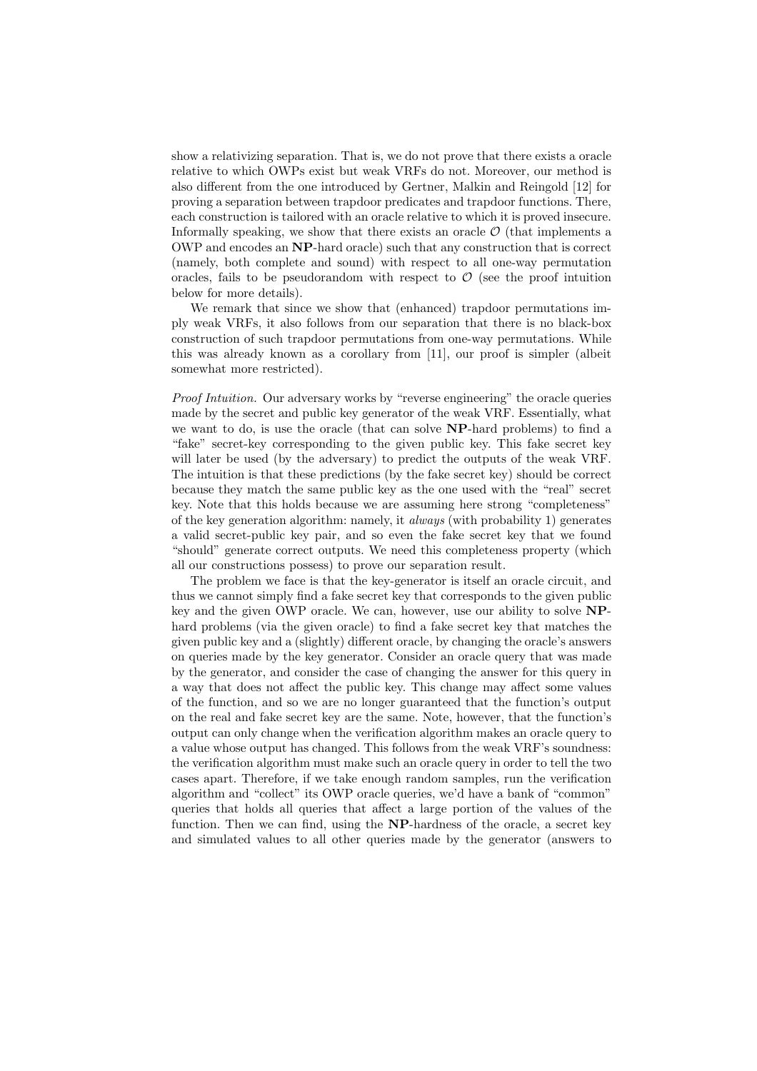show a relativizing separation. That is, we do not prove that there exists a oracle relative to which OWPs exist but weak VRFs do not. Moreover, our method is also different from the one introduced by Gertner, Malkin and Reingold [12] for proving a separation between trapdoor predicates and trapdoor functions. There, each construction is tailored with an oracle relative to which it is proved insecure. Informally speaking, we show that there exists an oracle $\mathcal{O}$ (that implements a OWP and encodes an **NP**-hard oracle) such that any construction that is correct (namely, both complete and sound) with respect to all one-way permutation oracles, fails to be pseudorandom with respect to $\mathcal{O}$ (see the proof intuition below for more details).

We remark that since we show that (enhanced) trapdoor permutations imply weak VRFs, it also follows from our separation that there is no black-box construction of such trapdoor permutations from one-way permutations. While this was already known as a corollary from [11], our proof is simpler (albeit somewhat more restricted).

*Proof Intuition.* Our adversary works by "reverse engineering" the oracle queries made by the secret and public key generator of the weak VRF. Essentially, what we want to do, is use the oracle (that can solve **NP**-hard problems) to find a "fake" secret-key corresponding to the given public key. This fake secret key will later be used (by the adversary) to predict the outputs of the weak VRF. The intuition is that these predictions (by the fake secret key) should be correct because they match the same public key as the one used with the "real" secret key. Note that this holds because we are assuming here strong "completeness" of the key generation algorithm: namely, it *always* (with probability 1) generates a valid secret-public key pair, and so even the fake secret key that we found "should" generate correct outputs. We need this completeness property (which all our constructions possess) to prove our separation result.

The problem we face is that the key-generator is itself an oracle circuit, and thus we cannot simply find a fake secret key that corresponds to the given public key and the given OWP oracle. We can, however, use our ability to solve **NP**-hard problems (via the given oracle) to find a fake secret key that matches the given public key and a (slightly) different oracle, by changing the oracle's answers on queries made by the key generator. Consider an oracle query that was made by the generator, and consider the case of changing the answer for this query in a way that does not affect the public key. This change may affect some values of the function, and so we are no longer guaranteed that the function's output on the real and fake secret key are the same. Note, however, that the function's output can only change when the verification algorithm makes an oracle query to a value whose output has changed. This follows from the weak VRF's soundness: the verification algorithm must make such an oracle query in order to tell the two cases apart. Therefore, if we take enough random samples, run the verification algorithm and "collect" its OWP oracle queries, we'd have a bank of "common" queries that holds all queries that affect a large portion of the values of the function. Then we can find, using the **NP**-hardness of the oracle, a secret key and simulated values to all other queries made by the generator (answers to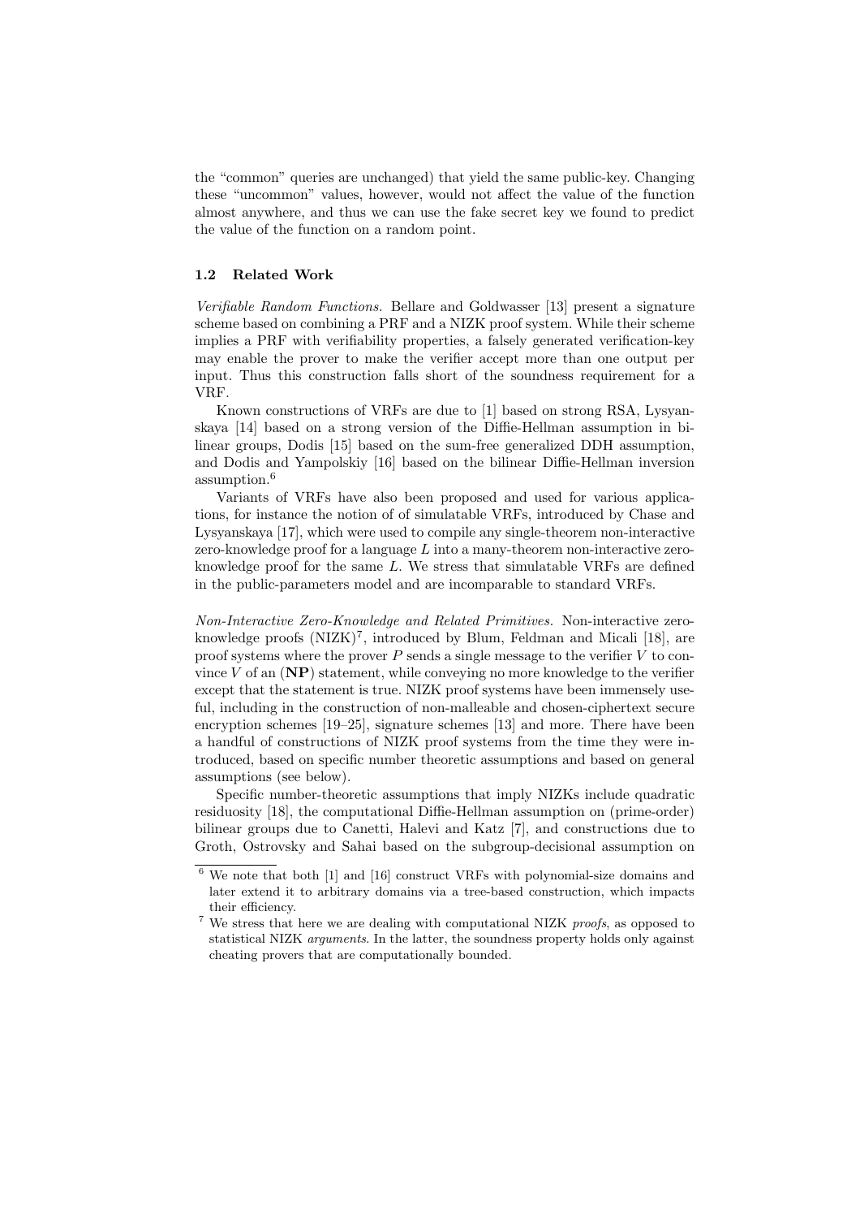the "common" queries are unchanged) that yield the same public-key. Changing these "uncommon" values, however, would not affect the value of the function almost anywhere, and thus we can use the fake secret key we found to predict the value of the function on a random point.

### 1.2 Related Work

*Verifiable Random Functions.* Bellare and Goldwasser [13] present a signature scheme based on combining a PRF and a NIZK proof system. While their scheme implies a PRF with verifiability properties, a falsely generated verification-key may enable the prover to make the verifier accept more than one output per input. Thus this construction falls short of the soundness requirement for a VRF.

Known constructions of VRFs are due to [1] based on strong RSA, Lysyanskaya [14] based on a strong version of the Diffie-Hellman assumption in bilinear groups, Dodis [15] based on the sum-free generalized DDH assumption, and Dodis and Yampolskiy [16] based on the bilinear Diffie-Hellman inversion assumption.[6]

Variants of VRFs have also been proposed and used for various applications, for instance the notion of of simulatable VRFs, introduced by Chase and Lysyanskaya [17], which were used to compile any single-theorem non-interactive zero-knowledge proof for a language $L$ into a many-theorem non-interactive zero-knowledge proof for the same $L$. We stress that simulatable VRFs are defined in the public-parameters model and are incomparable to standard VRFs.

*Non-Interactive Zero-Knowledge and Related Primitives.* Non-interactive zero-knowledge proofs (NIZK)[7], introduced by Blum, Feldman and Micali [18], are proof systems where the prover $P$ sends a single message to the verifier $V$ to convince $V$ of an (**NP**) statement, while conveying no more knowledge to the verifier except that the statement is true. NIZK proof systems have been immensely useful, including in the construction of non-malleable and chosen-ciphertext secure encryption schemes [19–25], signature schemes [13] and more. There have been a handful of constructions of NIZK proof systems from the time they were introduced, based on specific number theoretic assumptions and based on general assumptions (see below).

Specific number-theoretic assumptions that imply NIZKs include quadratic residuosity [18], the computational Diffie-Hellman assumption on (prime-order) bilinear groups due to Canetti, Halevi and Katz [7], and constructions due to Groth, Ostrovsky and Sahai based on the subgroup-decisional assumption on

---

[6] We note that both [1] and [16] construct VRFs with polynomial-size domains and later extend it to arbitrary domains via a tree-based construction, which impacts their efficiency.

[7] We stress that here we are dealing with computational NIZK *proofs*, as opposed to statistical NIZK *arguments*. In the latter, the soundness property holds only against cheating provers that are computationally bounded.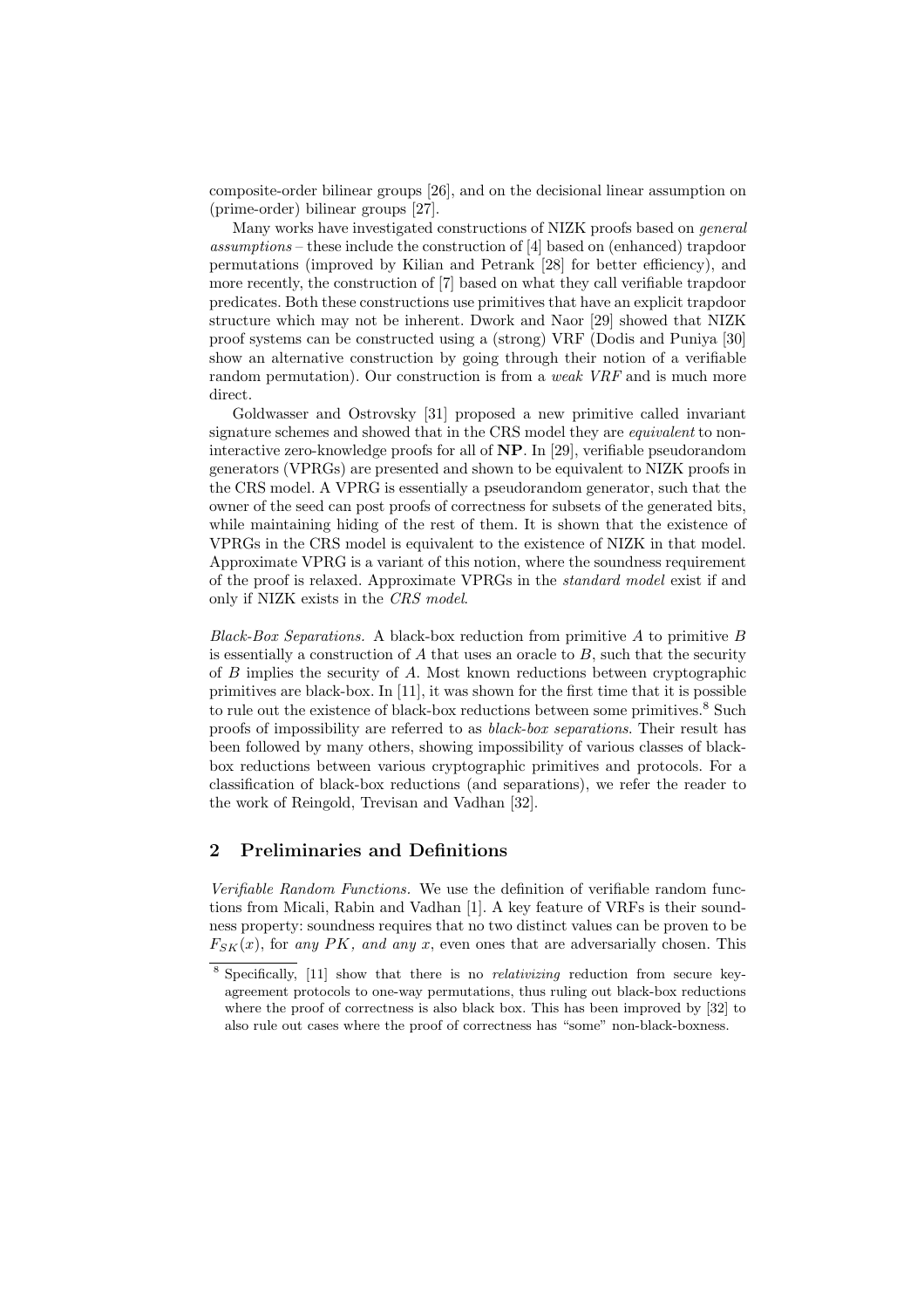composite-order bilinear groups [26], and on the decisional linear assumption on (prime-order) bilinear groups [27].

Many works have investigated constructions of NIZK proofs based on *general assumptions* – these include the construction of [4] based on (enhanced) trapdoor permutations (improved by Kilian and Petrank [28] for better efficiency), and more recently, the construction of [7] based on what they call verifiable trapdoor predicates. Both these constructions use primitives that have an explicit trapdoor structure which may not be inherent. Dwork and Naor [29] showed that NIZK proof systems can be constructed using a (strong) VRF (Dodis and Puniya [30] show an alternative construction by going through their notion of a verifiable random permutation). Our construction is from a *weak VRF* and is much more direct.

Goldwasser and Ostrovsky [31] proposed a new primitive called invariant signature schemes and showed that in the CRS model they are *equivalent* to non-interactive zero-knowledge proofs for all of **NP**. In [29], verifiable pseudorandom generators (VPRGs) are presented and shown to be equivalent to NIZK proofs in the CRS model. A VPRG is essentially a pseudorandom generator, such that the owner of the seed can post proofs of correctness for subsets of the generated bits, while maintaining hiding of the rest of them. It is shown that the existence of VPRGs in the CRS model is equivalent to the existence of NIZK in that model. Approximate VPRG is a variant of this notion, where the soundness requirement of the proof is relaxed. Approximate VPRGs in the *standard model* exist if and only if NIZK exists in the *CRS model*.

*Black-Box Separations.* A black-box reduction from primitive $A$ to primitive $B$ is essentially a construction of $A$ that uses an oracle to $B$, such that the security of $B$ implies the security of $A$. Most known reductions between cryptographic primitives are black-box. In [11], it was shown for the first time that it is possible to rule out the existence of black-box reductions between some primitives.[8] Such proofs of impossibility are referred to as *black-box separations.* Their result has been followed by many others, showing impossibility of various classes of black-box reductions between various cryptographic primitives and protocols. For a classification of black-box reductions (and separations), we refer the reader to the work of Reingold, Trevisan and Vadhan [32].

## 2 Preliminaries and Definitions

*Verifiable Random Functions.* We use the definition of verifiable random functions from Micali, Rabin and Vadhan [1]. A key feature of VRFs is their soundness property: soundness requires that no two distinct values can be proven to be $F_{SK}(x)$, for *any* $PK$, *and any* $x$, even ones that are adversarially chosen. This

[8] Specifically, [11] show that there is no *relativizing* reduction from secure key-agreement protocols to one-way permutations, thus ruling out black-box reductions where the proof of correctness is also black box. This has been improved by [32] to also rule out cases where the proof of correctness has "some" non-black-boxness.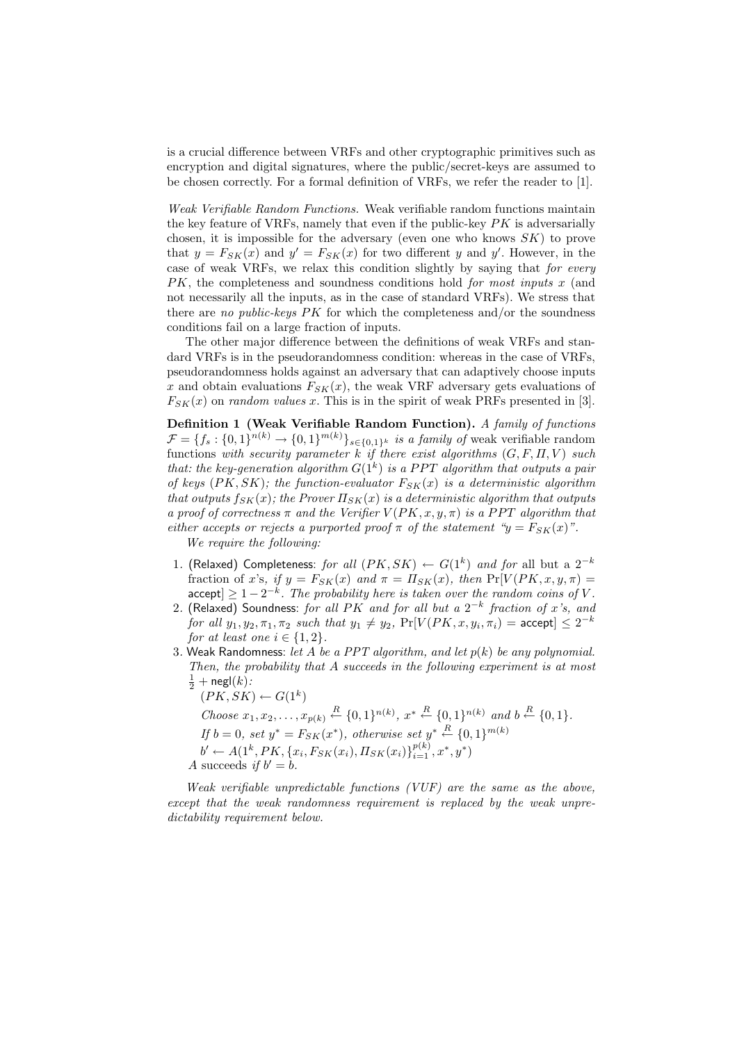is a crucial difference between VRFs and other cryptographic primitives such as encryption and digital signatures, where the public/secret-keys are assumed to be chosen correctly. For a formal definition of VRFs, we refer the reader to [1].

*Weak Verifiable Random Functions.* Weak verifiable random functions maintain the key feature of VRFs, namely that even if the public-key $PK$ is adversarially chosen, it is impossible for the adversary (even one who knows $SK$) to prove that $y = F_{SK}(x)$ and $y' = F_{SK}(x)$ for two different $y$ and $y'$. However, in the case of weak VRFs, we relax this condition slightly by saying that *for every* $PK$, the completeness and soundness conditions hold *for most inputs* $x$ (and not necessarily all the inputs, as in the case of standard VRFs). We stress that there are *no public-keys* $PK$ for which the completeness and/or the soundness conditions fail on a large fraction of inputs.

The other major difference between the definitions of weak VRFs and standard VRFs is in the pseudorandomness condition: whereas in the case of VRFs, pseudorandomness holds against an adversary that can adaptively choose inputs $x$ and obtain evaluations $F_{SK}(x)$, the weak VRF adversary gets evaluations of $F_{SK}(x)$ on *random values* $x$. This is in the spirit of weak PRFs presented in [3].

**Definition 1 (Weak Verifiable Random Function).** *A family of functions* $\mathcal{F} = \{f_s : \{0,1\}^{n(k)} \to \{0,1\}^{m(k)}\}_{s \in \{0,1\}^k}$ *is a family of* weak verifiable random functions *with security parameter* $k$ *if there exist algorithms* $(G, F, \Pi, V)$ *such that: the key-generation algorithm* $G(1^k)$ *is a PPT algorithm that outputs a pair of keys* $(PK, SK)$*; the function-evaluator* $F_{SK}(x)$ *is a deterministic algorithm that outputs* $f_{SK}(x)$*; the Prover* $\Pi_{SK}(x)$ *is a deterministic algorithm that outputs a proof of correctness* $\pi$ *and the Verifier* $V(PK, x, \pi)$ *is a PPT algorithm that either accepts or rejects a purported proof* $\pi$ *of the statement "*$y = F_{SK}(x)$*".*

*We require the following:*

1. (Relaxed) Completeness: *for all* $(PK, SK) \leftarrow G(1^k)$ *and for* all but a $2^{-k}$ fraction of $x$'s*, if* $y = F_{SK}(x)$ *and* $\pi = \Pi_{SK}(x)$*, then* $\Pr[V(PK, x, y, \pi) = \mathsf{accept}] \geq 1 - 2^{-k}$*. The probability here is taken over the random coins of* $V$*.*
2. (Relaxed) Soundness: *for all* $PK$ *and for all but a* $2^{-k}$ *fraction of* $x$*'s, and for all* $y_1, y_2, \pi_1, \pi_2$ *such that* $y_1 \neq y_2$*,* $\Pr[V(PK, x, y_i, \pi_i) = \mathsf{accept}] \leq 2^{-k}$ *for at least one* $i \in \{1, 2\}$*.*
3. Weak Randomness: *let* $A$ *be a PPT algorithm, and let* $p(k)$ *be any polynomial. Then, the probability that* $A$ *succeeds in the following experiment is at most* $\frac{1}{2} + \mathsf{negl}(k)$*:*
   $(PK, SK) \leftarrow G(1^k)$
   *Choose* $x_1, x_2, \ldots, x_{p(k)} \xleftarrow{R} \{0,1\}^{n(k)}$*,* $x^* \xleftarrow{R} \{0,1\}^{n(k)}$ *and* $b \xleftarrow{R} \{0,1\}$*.*
   *If* $b = 0$*, set* $y^* = F_{SK}(x^*)$*, otherwise set* $y^* \xleftarrow{R} \{0,1\}^{m(k)}$
   $b' \leftarrow A(1^k, PK, \{x_i, F_{SK}(x_i), \Pi_{SK}(x_i)\}_{i=1}^{p(k)}, x^*, y^*)$
   $A$ succeeds *if* $b' = b$*.*

*Weak verifiable unpredictable functions (VUF) are the same as the above, except that the weak randomness requirement is replaced by the weak unpredictability requirement below.*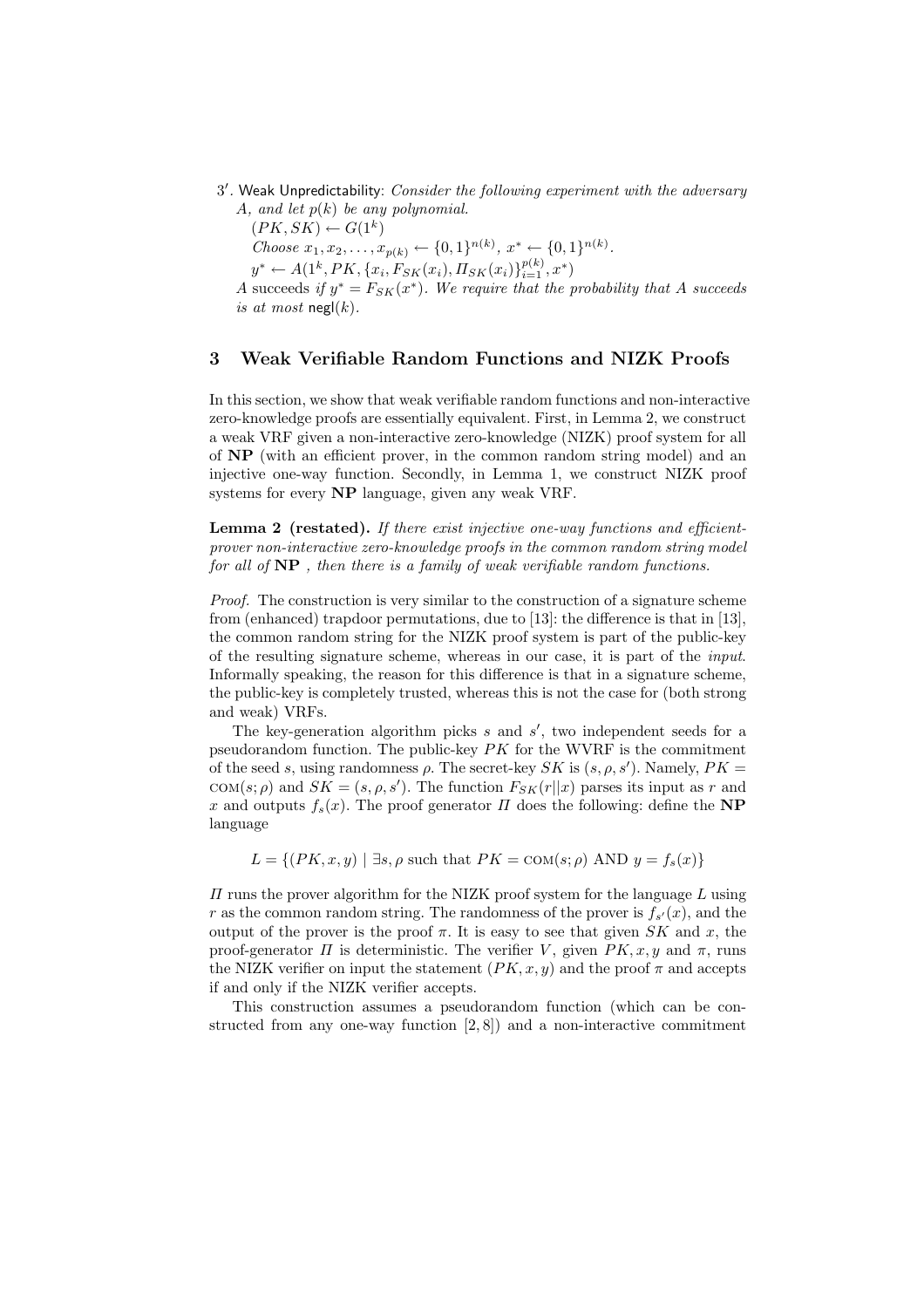3′. Weak Unpredictability: *Consider the following experiment with the adversary A, and let $p(k)$ be any polynomial.*

$(PK, SK) \leftarrow G(1^k)$

*Choose* $x_1, x_2, \ldots, x_{p(k)} \leftarrow \{0,1\}^{n(k)}$, $x^* \leftarrow \{0,1\}^{n(k)}$.

$y^* \leftarrow A(1^k, PK, \{x_i, F_{SK}(x_i), \Pi_{SK}(x_i)\}_{i=1}^{p(k)}, x^*)$

*A* succeeds *if* $y^* = F_{SK}(x^*)$. *We require that the probability that A succeeds is at most* $\mathsf{negl}(k)$.

## 3 Weak Verifiable Random Functions and NIZK Proofs

In this section, we show that weak verifiable random functions and non-interactive zero-knowledge proofs are essentially equivalent. First, in Lemma 2, we construct a weak VRF given a non-interactive zero-knowledge (NIZK) proof system for all of **NP** (with an efficient prover, in the common random string model) and an injective one-way function. Secondly, in Lemma 1, we construct NIZK proof systems for every **NP** language, given any weak VRF.

**Lemma 2 (restated).** *If there exist injective one-way functions and efficient-prover non-interactive zero-knowledge proofs in the common random string model for all of* **NP** *, then there is a family of weak verifiable random functions.*

*Proof.* The construction is very similar to the construction of a signature scheme from (enhanced) trapdoor permutations, due to [13]: the difference is that in [13], the common random string for the NIZK proof system is part of the public-key of the resulting signature scheme, whereas in our case, it is part of the *input*. Informally speaking, the reason for this difference is that in a signature scheme, the public-key is completely trusted, whereas this is not the case for (both strong and weak) VRFs.

The key-generation algorithm picks $s$ and $s'$, two independent seeds for a pseudorandom function. The public-key $PK$ for the WVRF is the commitment of the seed $s$, using randomness $\rho$. The secret-key $SK$ is $(s, \rho, s')$. Namely, $PK = \textsc{com}(s; \rho)$ and $SK = (s, \rho, s')$. The function $F_{SK}(r||x)$ parses its input as $r$ and $x$ and outputs $f_s(x)$. The proof generator $\Pi$ does the following: define the **NP** language

$$L = \{(PK, x, y) \mid \exists s, \rho \text{ such that } PK = \textsc{com}(s; \rho) \text{ AND } y = f_s(x)\}$$

$\Pi$ runs the prover algorithm for the NIZK proof system for the language $L$ using $r$ as the common random string. The randomness of the prover is $f_{s'}(x)$, and the output of the prover is the proof $\pi$. It is easy to see that given $SK$ and $x$, the proof-generator $\Pi$ is deterministic. The verifier $V$, given $PK, x, y$ and $\pi$, runs the NIZK verifier on input the statement $(PK, x, y)$ and the proof $\pi$ and accepts if and only if the NIZK verifier accepts.

This construction assumes a pseudorandom function (which can be constructed from any one-way function [2, 8]) and a non-interactive commitment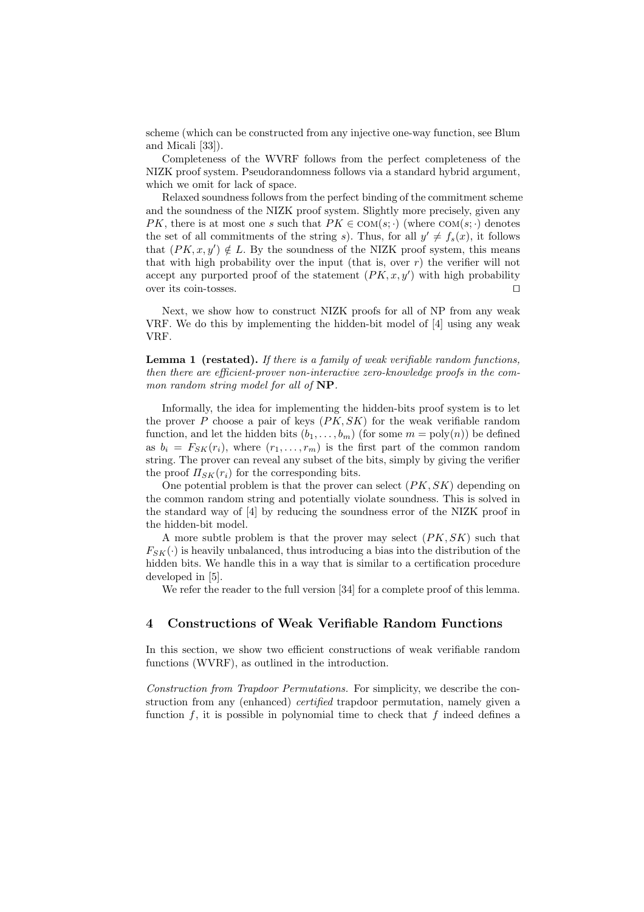scheme (which can be constructed from any injective one-way function, see Blum and Micali [33]).

Completeness of the WVRF follows from the perfect completeness of the NIZK proof system. Pseudorandomness follows via a standard hybrid argument, which we omit for lack of space.

Relaxed soundness follows from the perfect binding of the commitment scheme and the soundness of the NIZK proof system. Slightly more precisely, given any $PK$, there is at most one $s$ such that $PK \in \text{COM}(s; \cdot)$ (where $\text{COM}(s; \cdot)$ denotes the set of all commitments of the string $s$). Thus, for all $y' \neq f_s(x)$, it follows that $(PK, x, y') \notin L$. By the soundness of the NIZK proof system, this means that with high probability over the input (that is, over $r$) the verifier will not accept any purported proof of the statement $(PK, x, y')$ with high probability over its coin-tosses. ◻

Next, we show how to construct NIZK proofs for all of NP from any weak VRF. We do this by implementing the hidden-bit model of [4] using any weak VRF.

**Lemma 1 (restated).** *If there is a family of weak verifiable random functions, then there are efficient-prover non-interactive zero-knowledge proofs in the common random string model for all of* **NP**.

Informally, the idea for implementing the hidden-bits proof system is to let the prover $P$ choose a pair of keys $(PK, SK)$ for the weak verifiable random function, and let the hidden bits $(b_1, \ldots, b_m)$ (for some $m = \text{poly}(n)$) be defined as $b_i = F_{SK}(r_i)$, where $(r_1, \ldots, r_m)$ is the first part of the common random string. The prover can reveal any subset of the bits, simply by giving the verifier the proof $\Pi_{SK}(r_i)$ for the corresponding bits.

One potential problem is that the prover can select $(PK, SK)$ depending on the common random string and potentially violate soundness. This is solved in the standard way of [4] by reducing the soundness error of the NIZK proof in the hidden-bit model.

A more subtle problem is that the prover may select $(PK, SK)$ such that $F_{SK}(\cdot)$ is heavily unbalanced, thus introducing a bias into the distribution of the hidden bits. We handle this in a way that is similar to a certification procedure developed in [5].

We refer the reader to the full version [34] for a complete proof of this lemma.

## 4 Constructions of Weak Verifiable Random Functions

In this section, we show two efficient constructions of weak verifiable random functions (WVRF), as outlined in the introduction.

*Construction from Trapdoor Permutations.* For simplicity, we describe the construction from any (enhanced) *certified* trapdoor permutation, namely given a function $f$, it is possible in polynomial time to check that $f$ indeed defines a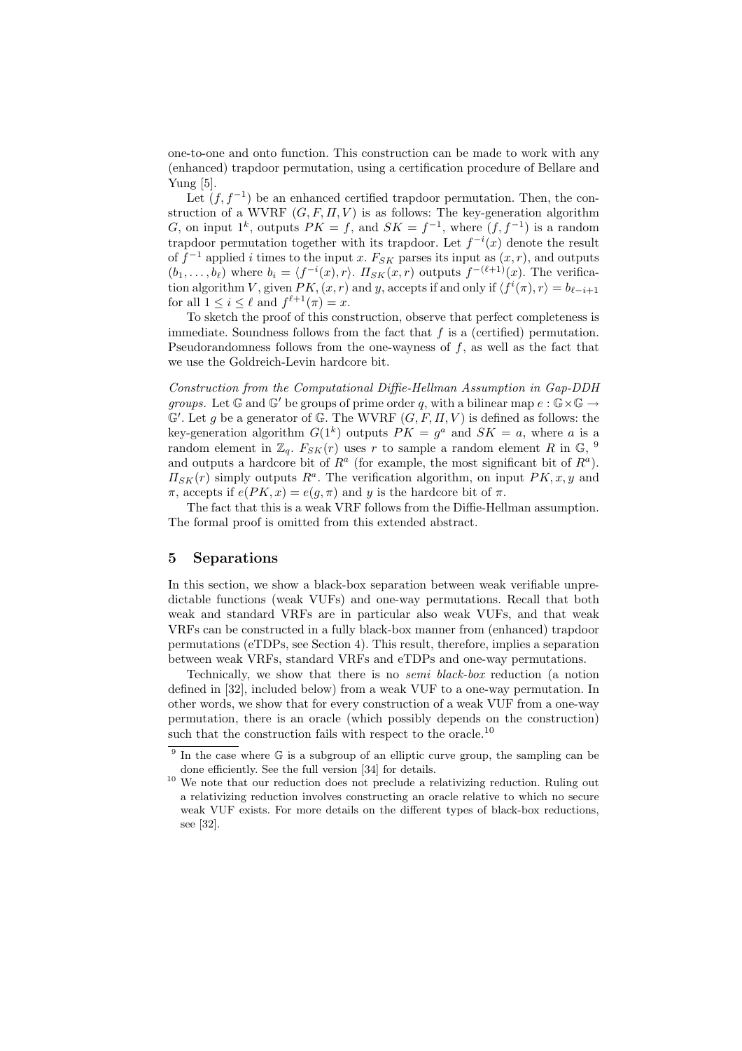one-to-one and onto function. This construction can be made to work with any (enhanced) trapdoor permutation, using a certification procedure of Bellare and Yung [5].

Let $(f, f^{-1})$ be an enhanced certified trapdoor permutation. Then, the construction of a WVRF $(G, F, \Pi, V)$ is as follows: The key-generation algorithm $G$, on input $1^k$, outputs $PK = f$, and $SK = f^{-1}$, where $(f, f^{-1})$ is a random trapdoor permutation together with its trapdoor. Let $f^{-i}(x)$ denote the result of $f^{-1}$ applied $i$ times to the input $x$. $F_{SK}$ parses its input as $(x, r)$, and outputs $(b_1, \ldots, b_\ell)$ where $b_i = \langle f^{-i}(x), r \rangle$. $\Pi_{SK}(x, r)$ outputs $f^{-(\ell+1)}(x)$. The verification algorithm $V$, given $PK, (x, r)$ and $y$, accepts if and only if $\langle f^i(\pi), r \rangle = b_{\ell-i+1}$ for all $1 \leq i \leq \ell$ and $f^{\ell+1}(\pi) = x$.

To sketch the proof of this construction, observe that perfect completeness is immediate. Soundness follows from the fact that $f$ is a (certified) permutation. Pseudorandomness follows from the one-wayness of $f$, as well as the fact that we use the Goldreich-Levin hardcore bit.

*Construction from the Computational Diffie-Hellman Assumption in Gap-DDH groups.* Let $\mathbb{G}$ and $\mathbb{G}'$ be groups of prime order $q$, with a bilinear map $e : \mathbb{G} \times \mathbb{G} \to \mathbb{G}'$. Let $g$ be a generator of $\mathbb{G}$. The WVRF $(G, F, \Pi, V)$ is defined as follows: the key-generation algorithm $G(1^k)$ outputs $PK = g^a$ and $SK = a$, where $a$ is a random element in $\mathbb{Z}_q$. $F_{SK}(r)$ uses $r$ to sample a random element $R$ in $\mathbb{G}$, [9] and outputs a hardcore bit of $R^a$ (for example, the most significant bit of $R^a$). $\Pi_{SK}(r)$ simply outputs $R^a$. The verification algorithm, on input $PK, x, y$ and $\pi$, accepts if $e(PK, x) = e(g, \pi)$ and $y$ is the hardcore bit of $\pi$.

The fact that this is a weak VRF follows from the Diffie-Hellman assumption. The formal proof is omitted from this extended abstract.

## 5 Separations

In this section, we show a black-box separation between weak verifiable unpredictable functions (weak VUFs) and one-way permutations. Recall that both weak and standard VRFs are in particular also weak VUFs, and that weak VRFs can be constructed in a fully black-box manner from (enhanced) trapdoor permutations (eTDPs, see Section 4). This result, therefore, implies a separation between weak VRFs, standard VRFs and eTDPs and one-way permutations.

Technically, we show that there is no *semi black-box* reduction (a notion defined in [32], included below) from a weak VUF to a one-way permutation. In other words, we show that for every construction of a weak VUF from a one-way permutation, there is an oracle (which possibly depends on the construction) such that the construction fails with respect to the oracle.[10]

---

[9] In the case where $\mathbb{G}$ is a subgroup of an elliptic curve group, the sampling can be done efficiently. See the full version [34] for details.

[10] We note that our reduction does not preclude a relativizing reduction. Ruling out a relativizing reduction involves constructing an oracle relative to which no secure weak VUF exists. For more details on the different types of black-box reductions, see [32].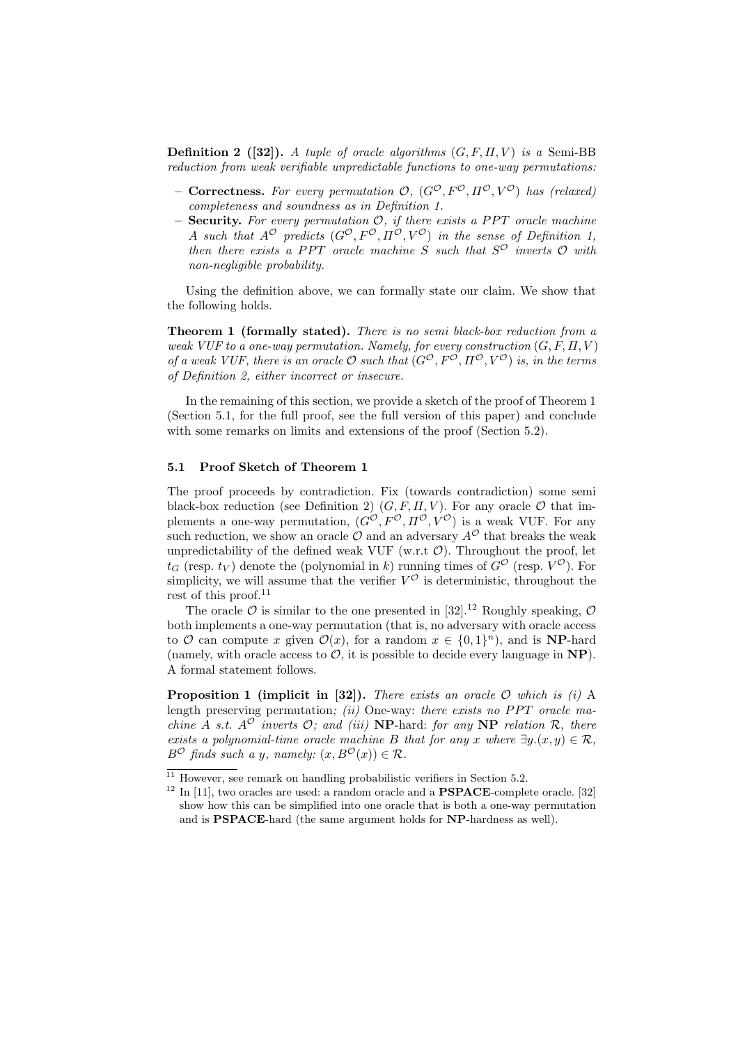**Definition 2 ([32]).** *A tuple of oracle algorithms $(G, F, \Pi, V)$ is a* Semi-BB *reduction from weak verifiable unpredictable functions to one-way permutations:*

- **Correctness.** *For every permutation $\mathcal{O}$, $(G^{\mathcal{O}}, F^{\mathcal{O}}, \Pi^{\mathcal{O}}, V^{\mathcal{O}})$ has (relaxed) completeness and soundness as in Definition 1.*
- **Security.** *For every permutation $\mathcal{O}$, if there exists a PPT oracle machine $A$ such that $A^{\mathcal{O}}$ predicts $(G^{\mathcal{O}}, F^{\mathcal{O}}, \Pi^{\mathcal{O}}, V^{\mathcal{O}})$ in the sense of Definition 1, then there exists a PPT oracle machine $S$ such that $S^{\mathcal{O}}$ inverts $\mathcal{O}$ with non-negligible probability.*

Using the definition above, we can formally state our claim. We show that the following holds.

**Theorem 1 (formally stated).** *There is no semi black-box reduction from a weak VUF to a one-way permutation. Namely, for every construction $(G, F, \Pi, V)$ of a weak VUF, there is an oracle $\mathcal{O}$ such that $(G^{\mathcal{O}}, F^{\mathcal{O}}, \Pi^{\mathcal{O}}, V^{\mathcal{O}})$ is, in the terms of Definition 2, either incorrect or insecure.*

In the remaining of this section, we provide a sketch of the proof of Theorem 1 (Section 5.1, for the full proof, see the full version of this paper) and conclude with some remarks on limits and extensions of the proof (Section 5.2).

### 5.1 Proof Sketch of Theorem 1

The proof proceeds by contradiction. Fix (towards contradiction) some semi black-box reduction (see Definition 2) $(G, F, \Pi, V)$. For any oracle $\mathcal{O}$ that implements a one-way permutation, $(G^{\mathcal{O}}, F^{\mathcal{O}}, \Pi^{\mathcal{O}}, V^{\mathcal{O}})$ is a weak VUF. For any such reduction, we show an oracle $\mathcal{O}$ and an adversary $A^{\mathcal{O}}$ that breaks the weak unpredictability of the defined weak VUF (w.r.t $\mathcal{O}$). Throughout the proof, let $t_G$ (resp. $t_V$) denote the (polynomial in $k$) running times of $G^{\mathcal{O}}$ (resp. $V^{\mathcal{O}}$). For simplicity, we will assume that the verifier $V^{\mathcal{O}}$ is deterministic, throughout the rest of this proof.[11]

The oracle $\mathcal{O}$ is similar to the one presented in [32].[12] Roughly speaking, $\mathcal{O}$ both implements a one-way permutation (that is, no adversary with oracle access to $\mathcal{O}$ can compute $x$ given $\mathcal{O}(x)$, for a random $x \in \{0,1\}^n$), and is **NP**-hard (namely, with oracle access to $\mathcal{O}$, it is possible to decide every language in **NP**). A formal statement follows.

**Proposition 1 (implicit in [32]).** *There exists an oracle $\mathcal{O}$ which is (i)* A length preserving permutation*; (ii)* One-way: *there exists no PPT oracle machine $A$ s.t. $A^{\mathcal{O}}$ inverts $\mathcal{O}$; and (iii)* **NP**-hard: *for any* **NP** *relation $\mathcal{R}$, there exists a polynomial-time oracle machine $B$ that for any $x$ where $\exists y.(x, y) \in \mathcal{R}$, $B^{\mathcal{O}}$ finds such a $y$, namely: $(x, B^{\mathcal{O}}(x)) \in \mathcal{R}$.*

---

[11] However, see remark on handling probabilistic verifiers in Section 5.2.

[12] In [11], two oracles are used: a random oracle and a **PSPACE**-complete oracle. [32] show how this can be simplified into one oracle that is both a one-way permutation and is **PSPACE**-hard (the same argument holds for **NP**-hardness as well).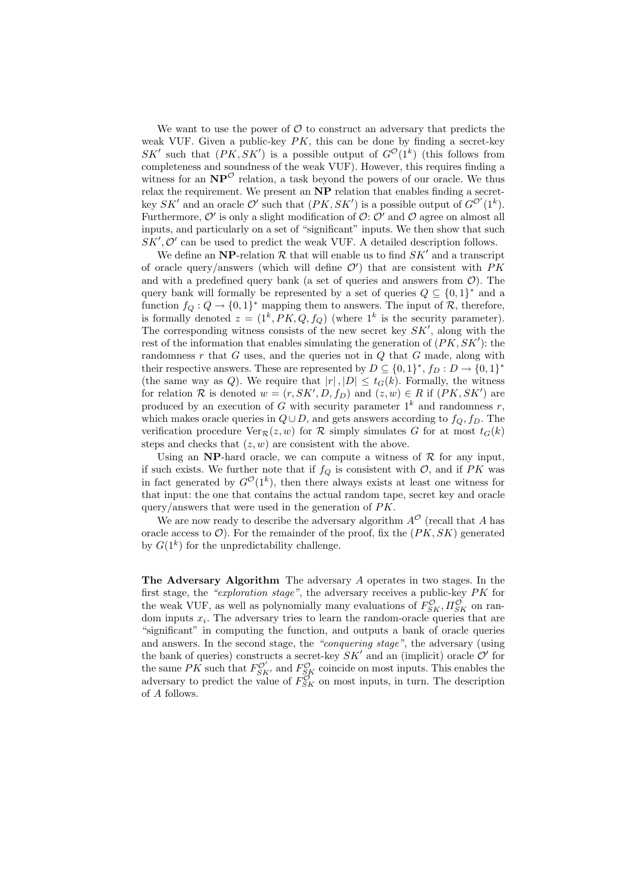We want to use the power of $\mathcal{O}$ to construct an adversary that predicts the weak VUF. Given a public-key $PK$, this can be done by finding a secret-key $SK'$ such that $(PK, SK')$ is a possible output of $G^{\mathcal{O}}(1^k)$ (this follows from completeness and soundness of the weak VUF). However, this requires finding a witness for an $\mathbf{NP}^{\mathcal{O}}$ relation, a task beyond the powers of our oracle. We thus relax the requirement. We present an $\mathbf{NP}$ relation that enables finding a secret-key $SK'$ and an oracle $\mathcal{O}'$ such that $(PK, SK')$ is a possible output of $G^{\mathcal{O}'}(1^k)$. Furthermore, $\mathcal{O}'$ is only a slight modification of $\mathcal{O}$: $\mathcal{O}'$ and $\mathcal{O}$ agree on almost all inputs, and particularly on a set of "significant" inputs. We then show that such $SK', \mathcal{O}'$ can be used to predict the weak VUF. A detailed description follows.

We define an $\mathbf{NP}$-relation $\mathcal{R}$ that will enable us to find $SK'$ and a transcript of oracle query/answers (which will define $\mathcal{O}'$) that are consistent with $PK$ and with a predefined query bank (a set of queries and answers from $\mathcal{O}$). The query bank will formally be represented by a set of queries $Q \subseteq \{0,1\}^*$ and a function $f_Q : Q \rightarrow \{0,1\}^*$ mapping them to answers. The input of $\mathcal{R}$, therefore, is formally denoted $z = (1^k, PK, Q, f_Q)$ (where $1^k$ is the security parameter). The corresponding witness consists of the new secret key $SK'$, along with the rest of the information that enables simulating the generation of $(PK, SK')$: the randomness $r$ that $G$ uses, and the queries not in $Q$ that $G$ made, along with their respective answers. These are represented by $D \subseteq \{0,1\}^*$, $f_D : D \rightarrow \{0,1\}^*$ (the same way as $Q$). We require that $|r|, |D| \leq t_G(k)$. Formally, the witness for relation $\mathcal{R}$ is denoted $w = (r, SK', D, f_D)$ and $(z, w) \in R$ if $(PK, SK')$ are produced by an execution of $G$ with security parameter $1^k$ and randomness $r$, which makes oracle queries in $Q \cup D$, and gets answers according to $f_Q, f_D$. The verification procedure $\mathrm{Ver}_{\mathcal{R}}(z, w)$ for $\mathcal{R}$ simply simulates $G$ for at most $t_G(k)$ steps and checks that $(z, w)$ are consistent with the above.

Using an $\mathbf{NP}$-hard oracle, we can compute a witness of $\mathcal{R}$ for any input, if such exists. We further note that if $f_Q$ is consistent with $\mathcal{O}$, and if $PK$ was in fact generated by $G^{\mathcal{O}}(1^k)$, then there always exists at least one witness for that input: the one that contains the actual random tape, secret key and oracle query/answers that were used in the generation of $PK$.

We are now ready to describe the adversary algorithm $A^{\mathcal{O}}$ (recall that $A$ has oracle access to $\mathcal{O}$). For the remainder of the proof, fix the $(PK, SK)$ generated by $G(1^k)$ for the unpredictability challenge.

**The Adversary Algorithm** The adversary $A$ operates in two stages. In the first stage, the *"exploration stage"*, the adversary receives a public-key $PK$ for the weak VUF, as well as polynomially many evaluations of $F^{\mathcal{O}}_{SK}, \Pi^{\mathcal{O}}_{SK}$ on random inputs $x_i$. The adversary tries to learn the random-oracle queries that are "significant" in computing the function, and outputs a bank of oracle queries and answers. In the second stage, the *"conquering stage"*, the adversary (using the bank of queries) constructs a secret-key $SK'$ and an (implicit) oracle $\mathcal{O}'$ for the same $PK$ such that $F^{\mathcal{O}'}_{SK'}$ and $F^{\mathcal{O}}_{SK}$ coincide on most inputs. This enables the adversary to predict the value of $F^{\mathcal{O}}_{SK}$ on most inputs, in turn. The description of $A$ follows.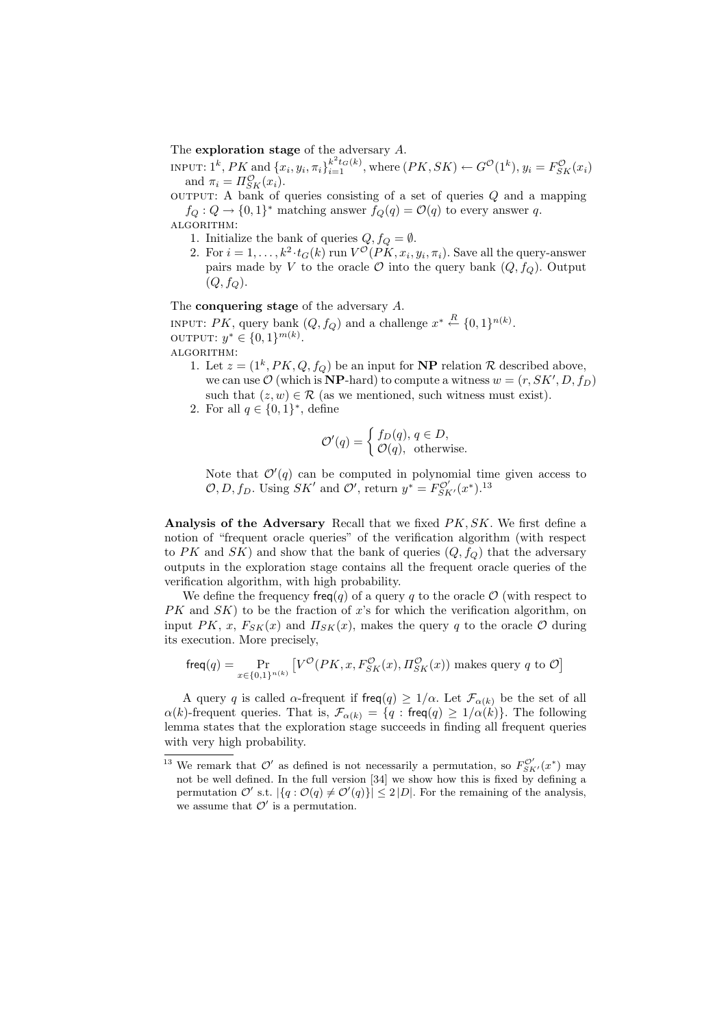The **exploration stage** of the adversary $A$.

INPUT: $1^k$, $PK$ and $\{x_i, y_i, \pi_i\}_{i=1}^{k^2 t_G(k)}$, where $(PK, SK) \leftarrow G^{\mathcal{O}}(1^k)$, $y_i = F_{SK}^{\mathcal{O}}(x_i)$ and $\pi_i = \Pi_{SK}^{\mathcal{O}}(x_i)$.

OUTPUT: A bank of queries consisting of a set of queries $Q$ and a mapping $f_Q : Q \to \{0,1\}^*$ matching answer $f_Q(q) = \mathcal{O}(q)$ to every answer $q$.

ALGORITHM:

1. Initialize the bank of queries $Q, f_Q = \emptyset$.
2. For $i = 1, \ldots, k^2 \cdot t_G(k)$ run $V^{\mathcal{O}}(PK, x_i, y_i, \pi_i)$. Save all the query-answer pairs made by $V$ to the oracle $\mathcal{O}$ into the query bank $(Q, f_Q)$. Output $(Q, f_Q)$.

The **conquering stage** of the adversary $A$.

INPUT: $PK$, query bank $(Q, f_Q)$ and a challenge $x^* \xleftarrow{R} \{0,1\}^{n(k)}$.

OUTPUT: $y^* \in \{0,1\}^{m(k)}$.

ALGORITHM:

1. Let $z = (1^k, PK, Q, f_Q)$ be an input for **NP** relation $\mathcal{R}$ described above, we can use $\mathcal{O}$ (which is **NP**-hard) to compute a witness $w = (r, SK', D, f_D)$ such that $(z, w) \in \mathcal{R}$ (as we mentioned, such witness must exist).
2. For all $q \in \{0,1\}^*$, define

$$\mathcal{O}'(q) = \begin{cases} f_D(q), & q \in D, \\ \mathcal{O}(q), & \text{otherwise.} \end{cases}$$

Note that $\mathcal{O}'(q)$ can be computed in polynomial time given access to $\mathcal{O}, D, f_D$. Using $SK'$ and $\mathcal{O}'$, return $y^* = F_{SK'}^{\mathcal{O}'}(x^*)$.[13]

**Analysis of the Adversary** Recall that we fixed $PK, SK$. We first define a notion of "frequent oracle queries" of the verification algorithm (with respect to $PK$ and $SK$) and show that the bank of queries $(Q, f_Q)$ that the adversary outputs in the exploration stage contains all the frequent oracle queries of the verification algorithm, with high probability.

We define the frequency $\mathsf{freq}(q)$ of a query $q$ to the oracle $\mathcal{O}$ (with respect to $PK$ and $SK$) to be the fraction of $x$'s for which the verification algorithm, on input $PK$, $x$, $F_{SK}(x)$ and $\Pi_{SK}(x)$, makes the query $q$ to the oracle $\mathcal{O}$ during its execution. More precisely,

$$\mathsf{freq}(q) = \Pr_{x \in \{0,1\}^{n(k)}} \left[ V^{\mathcal{O}}(PK, x, F_{SK}^{\mathcal{O}}(x), \Pi_{SK}^{\mathcal{O}}(x)) \text{ makes query } q \text{ to } \mathcal{O} \right]$$

A query $q$ is called $\alpha$-frequent if $\mathsf{freq}(q) \geq 1/\alpha$. Let $\mathcal{F}_{\alpha(k)}$ be the set of all $\alpha(k)$-frequent queries. That is, $\mathcal{F}_{\alpha(k)} = \{q : \mathsf{freq}(q) \geq 1/\alpha(k)\}$. The following lemma states that the exploration stage succeeds in finding all frequent queries with very high probability.

---

[13] We remark that $\mathcal{O}'$ as defined is not necessarily a permutation, so $F_{SK'}^{\mathcal{O}'}(x^*)$ may not be well defined. In the full version [34] we show how this is fixed by defining a permutation $\mathcal{O}'$ s.t. $|\{q : \mathcal{O}(q) \neq \mathcal{O}'(q)\}| \leq 2|D|$. For the remaining of the analysis, we assume that $\mathcal{O}'$ is a permutation.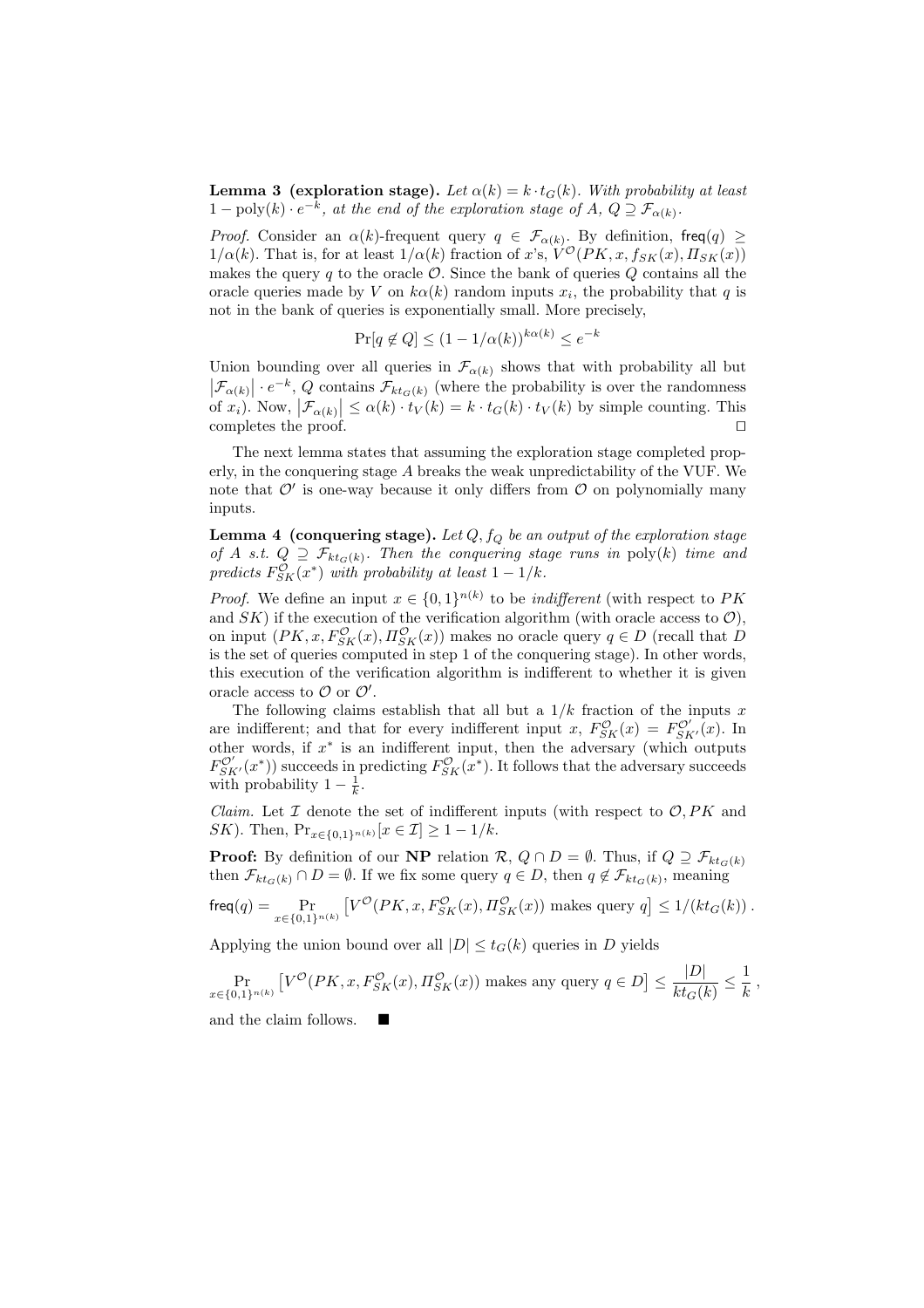**Lemma 3 (exploration stage).** *Let $\alpha(k) = k \cdot t_G(k)$. With probability at least $1 - \text{poly}(k) \cdot e^{-k}$, at the end of the exploration stage of A, $Q \supseteq \mathcal{F}_{\alpha(k)}$.*

*Proof.* Consider an $\alpha(k)$-frequent query $q \in \mathcal{F}_{\alpha(k)}$. By definition, $\mathsf{freq}(q) \geq 1/\alpha(k)$. That is, for at least $1/\alpha(k)$ fraction of $x$'s, $V^{\mathcal{O}}(PK, x, f_{SK}(x), \Pi_{SK}(x))$ makes the query $q$ to the oracle $\mathcal{O}$. Since the bank of queries $Q$ contains all the oracle queries made by $V$ on $k\alpha(k)$ random inputs $x_i$, the probability that $q$ is not in the bank of queries is exponentially small. More precisely,

$$\Pr[q \notin Q] \leq (1 - 1/\alpha(k))^{k\alpha(k)} \leq e^{-k}$$

Union bounding over all queries in $\mathcal{F}_{\alpha(k)}$ shows that with probability all but $|\mathcal{F}_{\alpha(k)}| \cdot e^{-k}$, $Q$ contains $\mathcal{F}_{kt_G(k)}$ (where the probability is over the randomness of $x_i$). Now, $|\mathcal{F}_{\alpha(k)}| \leq \alpha(k) \cdot t_V(k) = k \cdot t_G(k) \cdot t_V(k)$ by simple counting. This completes the proof. $\square$

The next lemma states that assuming the exploration stage completed properly, in the conquering stage $A$ breaks the weak unpredictability of the VUF. We note that $\mathcal{O}'$ is one-way because it only differs from $\mathcal{O}$ on polynomially many inputs.

**Lemma 4 (conquering stage).** *Let $Q, f_Q$ be an output of the exploration stage of A s.t. $Q \supseteq \mathcal{F}_{kt_G(k)}$. Then the conquering stage runs in $\text{poly}(k)$ time and predicts $F_{SK}^{\mathcal{O}}(x^*)$ with probability at least $1 - 1/k$.*

*Proof.* We define an input $x \in \{0,1\}^{n(k)}$ to be *indifferent* (with respect to $PK$ and $SK$) if the execution of the verification algorithm (with oracle access to $\mathcal{O}$), on input $(PK, x, F_{SK}^{\mathcal{O}}(x), \Pi_{SK}^{\mathcal{O}}(x))$ makes no oracle query $q \in D$ (recall that $D$ is the set of queries computed in step 1 of the conquering stage). In other words, this execution of the verification algorithm is indifferent to whether it is given oracle access to $\mathcal{O}$ or $\mathcal{O}'$.

The following claims establish that all but a $1/k$ fraction of the inputs $x$ are indifferent; and that for every indifferent input $x$, $F_{SK}^{\mathcal{O}}(x) = F_{SK'}^{\mathcal{O}'}(x)$. In other words, if $x^*$ is an indifferent input, then the adversary (which outputs $F_{SK'}^{\mathcal{O}'}(x^*)$) succeeds in predicting $F_{SK}^{\mathcal{O}}(x^*)$. It follows that the adversary succeeds with probability $1 - \frac{1}{k}$.

*Claim.* Let $\mathcal{I}$ denote the set of indifferent inputs (with respect to $\mathcal{O}, PK$ and $SK$). Then, $\Pr_{x \in \{0,1\}^{n(k)}}[x \in \mathcal{I}] \geq 1 - 1/k$.

**Proof:** By definition of our **NP** relation $\mathcal{R}$, $Q \cap D = \emptyset$. Thus, if $Q \supseteq \mathcal{F}_{kt_G(k)}$ then $\mathcal{F}_{kt_G(k)} \cap D = \emptyset$. If we fix some query $q \in D$, then $q \notin \mathcal{F}_{kt_G(k)}$, meaning

$$\mathsf{freq}(q) = \Pr_{x \in \{0,1\}^{n(k)}} \left[ V^{\mathcal{O}}(PK, x, F_{SK}^{\mathcal{O}}(x), \Pi_{SK}^{\mathcal{O}}(x)) \text{ makes query } q \right] \leq 1/(kt_G(k)) .$$

Applying the union bound over all $|D| \leq t_G(k)$ queries in $D$ yields

$$\Pr_{x \in \{0,1\}^{n(k)}} \left[ V^{\mathcal{O}}(PK, x, F_{SK}^{\mathcal{O}}(x), \Pi_{SK}^{\mathcal{O}}(x)) \text{ makes any query } q \in D \right] \leq \frac{|D|}{kt_G(k)} \leq \frac{1}{k} ,$$

and the claim follows. $\blacksquare$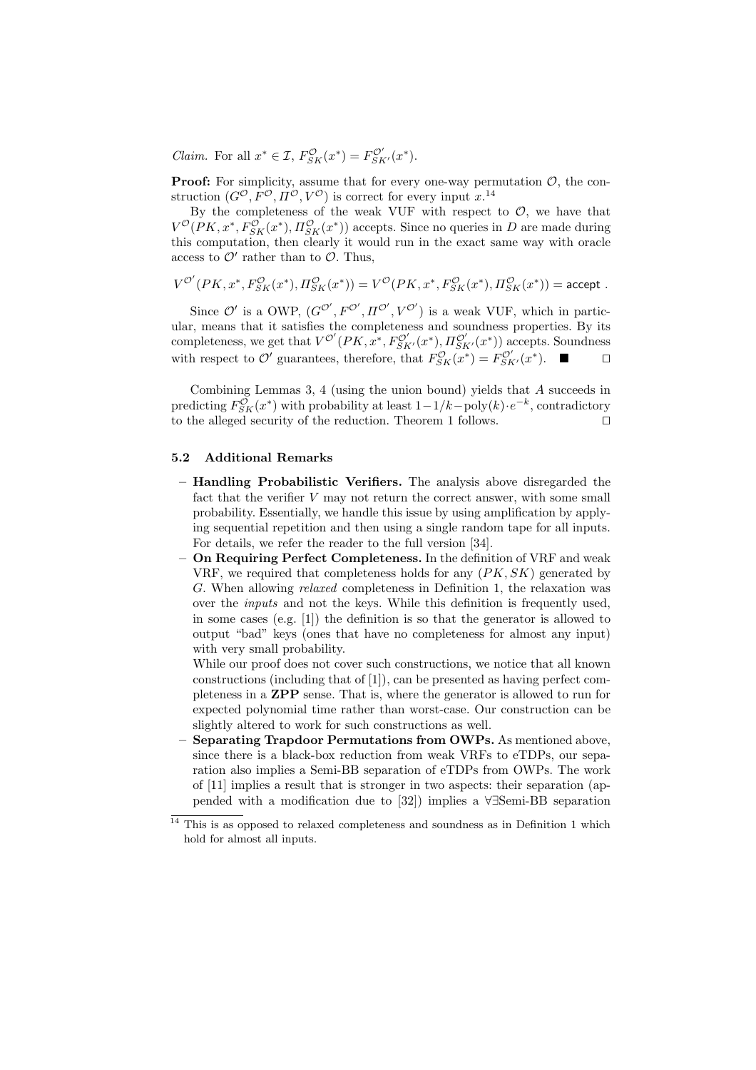*Claim.* For all $x^* \in \mathcal{I}$, $F^{\mathcal{O}}_{SK}(x^*) = F^{\mathcal{O}'}_{SK'}(x^*)$.

**Proof:** For simplicity, assume that for every one-way permutation $\mathcal{O}$, the construction $(G^{\mathcal{O}}, F^{\mathcal{O}}, \Pi^{\mathcal{O}}, V^{\mathcal{O}})$ is correct for every input $x$.[14]

By the completeness of the weak VUF with respect to $\mathcal{O}$, we have that $V^{\mathcal{O}}(PK, x^*, F^{\mathcal{O}}_{SK}(x^*), \Pi^{\mathcal{O}}_{SK}(x^*))$ accepts. Since no queries in $D$ are made during this computation, then clearly it would run in the exact same way with oracle access to $\mathcal{O}'$ rather than to $\mathcal{O}$. Thus,

$$V^{\mathcal{O}'}(PK, x^*, F^{\mathcal{O}}_{SK}(x^*), \Pi^{\mathcal{O}}_{SK}(x^*)) = V^{\mathcal{O}}(PK, x^*, F^{\mathcal{O}}_{SK}(x^*), \Pi^{\mathcal{O}}_{SK}(x^*)) = \mathsf{accept}\ .$$

Since $\mathcal{O}'$ is a OWP, $(G^{\mathcal{O}'}, F^{\mathcal{O}'}, \Pi^{\mathcal{O}'}, V^{\mathcal{O}'})$ is a weak VUF, which in particular, means that it satisfies the completeness and soundness properties. By its completeness, we get that $V^{\mathcal{O}'}(PK, x^*, F^{\mathcal{O}'}_{SK'}(x^*), \Pi^{\mathcal{O}'}_{SK'}(x^*))$ accepts. Soundness with respect to $\mathcal{O}'$ guarantees, therefore, that $F^{\mathcal{O}}_{SK}(x^*) = F^{\mathcal{O}'}_{SK'}(x^*)$. ■ □

Combining Lemmas 3, 4 (using the union bound) yields that $A$ succeeds in predicting $F^{\mathcal{O}}_{SK}(x^*)$ with probability at least $1 - 1/k - \text{poly}(k) \cdot e^{-k}$, contradictory to the alleged security of the reduction. Theorem 1 follows. □

### 5.2 Additional Remarks

- **Handling Probabilistic Verifiers.** The analysis above disregarded the fact that the verifier $V$ may not return the correct answer, with some small probability. Essentially, we handle this issue by using amplification by applying sequential repetition and then using a single random tape for all inputs. For details, we refer the reader to the full version [34].
- **On Requiring Perfect Completeness.** In the definition of VRF and weak VRF, we required that completeness holds for any $(PK, SK)$ generated by $G$. When allowing *relaxed* completeness in Definition 1, the relaxation was over the *inputs* and not the keys. While this definition is frequently used, in some cases (e.g. [1]) the definition is so that the generator is allowed to output "bad" keys (ones that have no completeness for almost any input) with very small probability.

  While our proof does not cover such constructions, we notice that all known constructions (including that of [1]), can be presented as having perfect completeness in a **ZPP** sense. That is, where the generator is allowed to run for expected polynomial time rather than worst-case. Our construction can be slightly altered to work for such constructions as well.
- **Separating Trapdoor Permutations from OWPs.** As mentioned above, since there is a black-box reduction from weak VRFs to eTDPs, our separation also implies a Semi-BB separation of eTDPs from OWPs. The work of [11] implies a result that is stronger in two aspects: their separation (appended with a modification due to [32]) implies a ∀∃Semi-BB separation

[14] This is as opposed to relaxed completeness and soundness as in Definition 1 which hold for almost all inputs.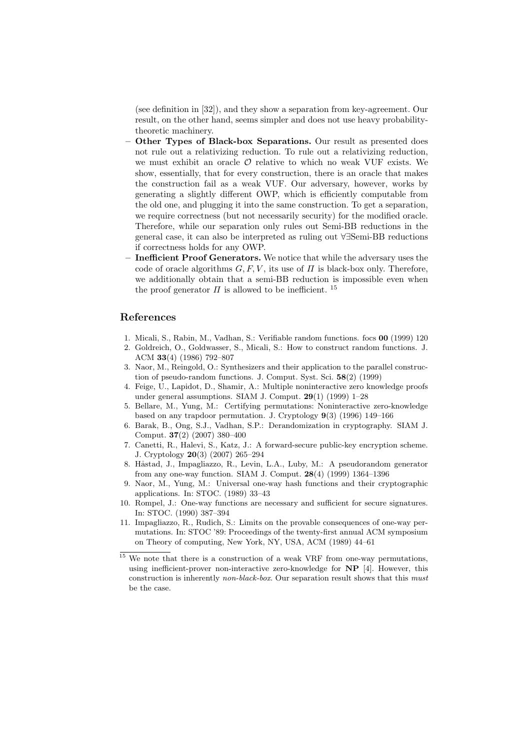(see definition in [32]), and they show a separation from key-agreement. Our result, on the other hand, seems simpler and does not use heavy probability-theoretic machinery.

- **Other Types of Black-box Separations.** Our result as presented does not rule out a relativizing reduction. To rule out a relativizing reduction, we must exhibit an oracle $\mathcal{O}$ relative to which no weak VUF exists. We show, essentially, that for every construction, there is an oracle that makes the construction fail as a weak VUF. Our adversary, however, works by generating a slightly different OWP, which is efficiently computable from the old one, and plugging it into the same construction. To get a separation, we require correctness (but not necessarily security) for the modified oracle. Therefore, while our separation only rules out Semi-BB reductions in the general case, it can also be interpreted as ruling out ∀∃Semi-BB reductions if correctness holds for any OWP.
- **Inefficient Proof Generators.** We notice that while the adversary uses the code of oracle algorithms $G, F, V$, its use of $\Pi$ is black-box only. Therefore, we additionally obtain that a semi-BB reduction is impossible even when the proof generator $\Pi$ is allowed to be inefficient. [15]

## References

1. Micali, S., Rabin, M., Vadhan, S.: Verifiable random functions. focs **00** (1999) 120
2. Goldreich, O., Goldwasser, S., Micali, S.: How to construct random functions. J. ACM **33**(4) (1986) 792–807
3. Naor, M., Reingold, O.: Synthesizers and their application to the parallel construction of pseudo-random functions. J. Comput. Syst. Sci. **58**(2) (1999)
4. Feige, U., Lapidot, D., Shamir, A.: Multiple noninteractive zero knowledge proofs under general assumptions. SIAM J. Comput. **29**(1) (1999) 1–28
5. Bellare, M., Yung, M.: Certifying permutations: Noninteractive zero-knowledge based on any trapdoor permutation. J. Cryptology **9**(3) (1996) 149–166
6. Barak, B., Ong, S.J., Vadhan, S.P.: Derandomization in cryptography. SIAM J. Comput. **37**(2) (2007) 380–400
7. Canetti, R., Halevi, S., Katz, J.: A forward-secure public-key encryption scheme. J. Cryptology **20**(3) (2007) 265–294
8. Håstad, J., Impagliazzo, R., Levin, L.A., Luby, M.: A pseudorandom generator from any one-way function. SIAM J. Comput. **28**(4) (1999) 1364–1396
9. Naor, M., Yung, M.: Universal one-way hash functions and their cryptographic applications. In: STOC. (1989) 33–43
10. Rompel, J.: One-way functions are necessary and sufficient for secure signatures. In: STOC. (1990) 387–394
11. Impagliazzo, R., Rudich, S.: Limits on the provable consequences of one-way permutations. In: STOC '89: Proceedings of the twenty-first annual ACM symposium on Theory of computing, New York, NY, USA, ACM (1989) 44–61

[15] We note that there is a construction of a weak VRF from one-way permutations, using inefficient-prover non-interactive zero-knowledge for **NP** [4]. However, this construction is inherently *non-black-box*. Our separation result shows that this *must* be the case.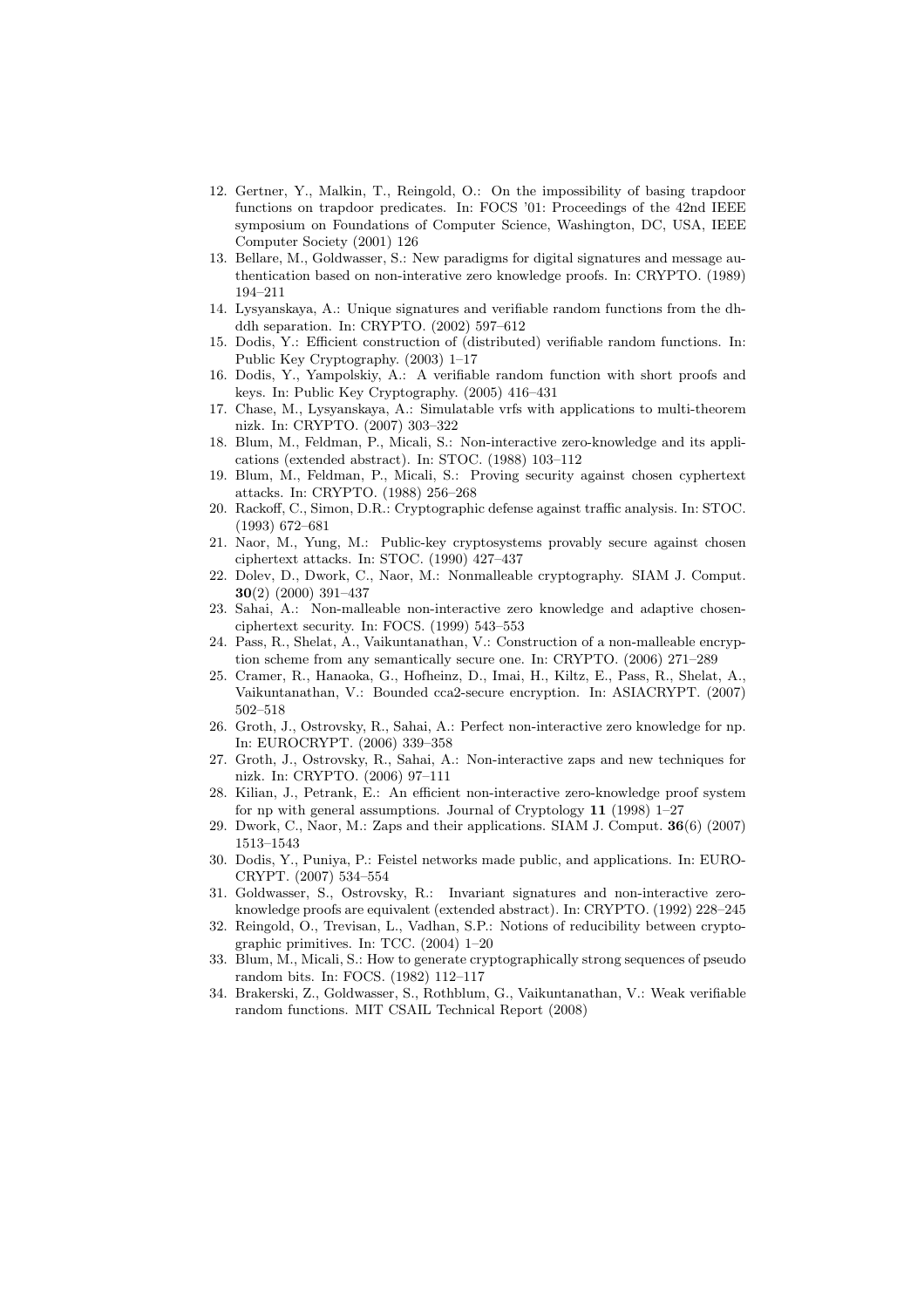12. Gertner, Y., Malkin, T., Reingold, O.: On the impossibility of basing trapdoor functions on trapdoor predicates. In: FOCS '01: Proceedings of the 42nd IEEE symposium on Foundations of Computer Science, Washington, DC, USA, IEEE Computer Society (2001) 126
13. Bellare, M., Goldwasser, S.: New paradigms for digital signatures and message authentication based on non-interative zero knowledge proofs. In: CRYPTO. (1989) 194–211
14. Lysyanskaya, A.: Unique signatures and verifiable random functions from the dh-ddh separation. In: CRYPTO. (2002) 597–612
15. Dodis, Y.: Efficient construction of (distributed) verifiable random functions. In: Public Key Cryptography. (2003) 1–17
16. Dodis, Y., Yampolskiy, A.: A verifiable random function with short proofs and keys. In: Public Key Cryptography. (2005) 416–431
17. Chase, M., Lysyanskaya, A.: Simulatable vrfs with applications to multi-theorem nizk. In: CRYPTO. (2007) 303–322
18. Blum, M., Feldman, P., Micali, S.: Non-interactive zero-knowledge and its applications (extended abstract). In: STOC. (1988) 103–112
19. Blum, M., Feldman, P., Micali, S.: Proving security against chosen cyphertext attacks. In: CRYPTO. (1988) 256–268
20. Rackoff, C., Simon, D.R.: Cryptographic defense against traffic analysis. In: STOC. (1993) 672–681
21. Naor, M., Yung, M.: Public-key cryptosystems provably secure against chosen ciphertext attacks. In: STOC. (1990) 427–437
22. Dolev, D., Dwork, C., Naor, M.: Nonmalleable cryptography. SIAM J. Comput. **30**(2) (2000) 391–437
23. Sahai, A.: Non-malleable non-interactive zero knowledge and adaptive chosen-ciphertext security. In: FOCS. (1999) 543–553
24. Pass, R., Shelat, A., Vaikuntanathan, V.: Construction of a non-malleable encryption scheme from any semantically secure one. In: CRYPTO. (2006) 271–289
25. Cramer, R., Hanaoka, G., Hofheinz, D., Imai, H., Kiltz, E., Pass, R., Shelat, A., Vaikuntanathan, V.: Bounded cca2-secure encryption. In: ASIACRYPT. (2007) 502–518
26. Groth, J., Ostrovsky, R., Sahai, A.: Perfect non-interactive zero knowledge for np. In: EUROCRYPT. (2006) 339–358
27. Groth, J., Ostrovsky, R., Sahai, A.: Non-interactive zaps and new techniques for nizk. In: CRYPTO. (2006) 97–111
28. Kilian, J., Petrank, E.: An efficient non-interactive zero-knowledge proof system for np with general assumptions. Journal of Cryptology **11** (1998) 1–27
29. Dwork, C., Naor, M.: Zaps and their applications. SIAM J. Comput. **36**(6) (2007) 1513–1543
30. Dodis, Y., Puniya, P.: Feistel networks made public, and applications. In: EUROCRYPT. (2007) 534–554
31. Goldwasser, S., Ostrovsky, R.: Invariant signatures and non-interactive zero-knowledge proofs are equivalent (extended abstract). In: CRYPTO. (1992) 228–245
32. Reingold, O., Trevisan, L., Vadhan, S.P.: Notions of reducibility between cryptographic primitives. In: TCC. (2004) 1–20
33. Blum, M., Micali, S.: How to generate cryptographically strong sequences of pseudo random bits. In: FOCS. (1982) 112–117
34. Brakerski, Z., Goldwasser, S., Rothblum, G., Vaikuntanathan, V.: Weak verifiable random functions. MIT CSAIL Technical Report (2008)